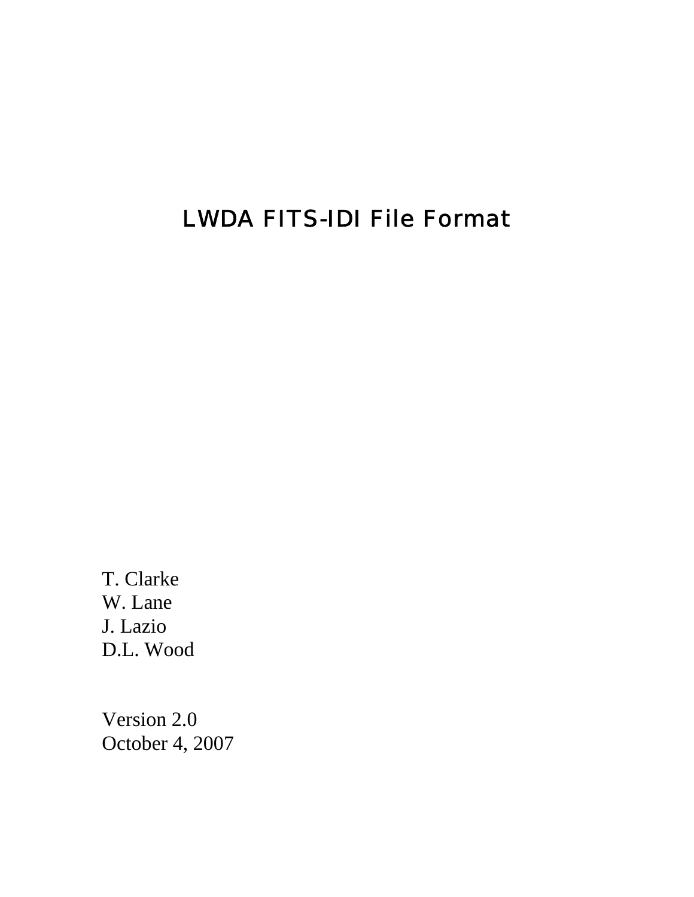# LWDA FITS-IDI File Format

T. Clarke
W. Lane
J. Lazio
D.L. Wood

Version 2.0
October 4, 2007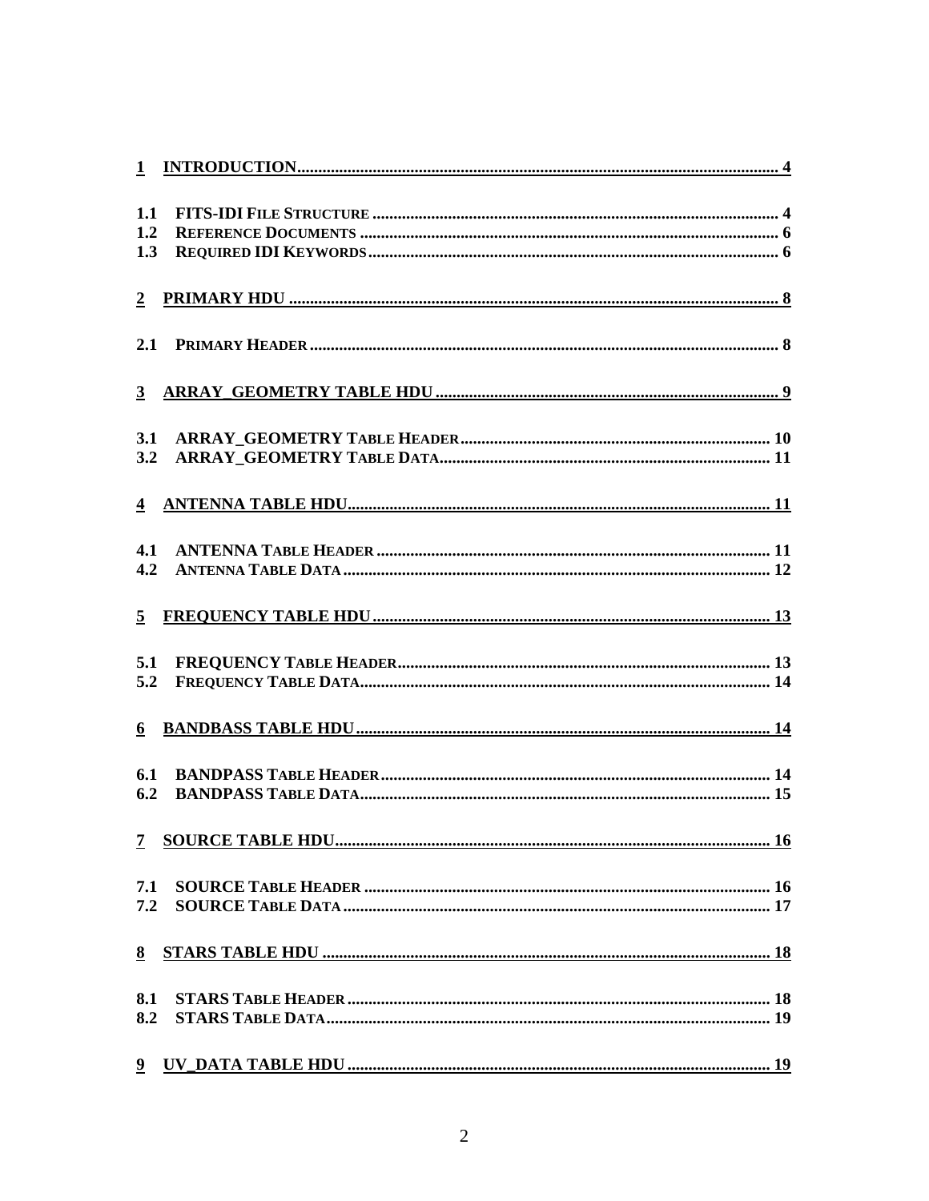1 INTRODUCTION ........................................................................................................ 4

1.1 FITS-IDI FILE STRUCTURE ........................................................................................ 4
1.2 REFERENCE DOCUMENTS ........................................................................................ 6
1.3 REQUIRED IDI KEYWORDS ........................................................................................ 6

2 PRIMARY HDU ........................................................................................................ 8

2.1 PRIMARY HEADER ........................................................................................................ 8

3 ARRAY_GEOMETRY TABLE HDU ........................................................................................ 9

3.1 ARRAY_GEOMETRY TABLE HEADER ........................................................................................ 10
3.2 ARRAY_GEOMETRY TABLE DATA ........................................................................................ 11

4 ANTENNA TABLE HDU ........................................................................................................ 11

4.1 ANTENNA TABLE HEADER ........................................................................................ 11
4.2 ANTENNA TABLE DATA ........................................................................................ 12

5 FREQUENCY TABLE HDU ........................................................................................................ 13

5.1 FREQUENCY TABLE HEADER ........................................................................................ 13
5.2 FREQUENCY TABLE DATA ........................................................................................ 14

6 BANDBASS TABLE HDU ........................................................................................................ 14

6.1 BANDPASS TABLE HEADER ........................................................................................ 14
6.2 BANDPASS TABLE DATA ........................................................................................ 15

7 SOURCE TABLE HDU ........................................................................................................ 16

7.1 SOURCE TABLE HEADER ........................................................................................ 16
7.2 SOURCE TABLE DATA ........................................................................................ 17

8 STARS TABLE HDU ........................................................................................................ 18

8.1 STARS TABLE HEADER ........................................................................................ 18
8.2 STARS TABLE DATA ........................................................................................ 19

9 UV_DATA TABLE HDU ........................................................................................................ 19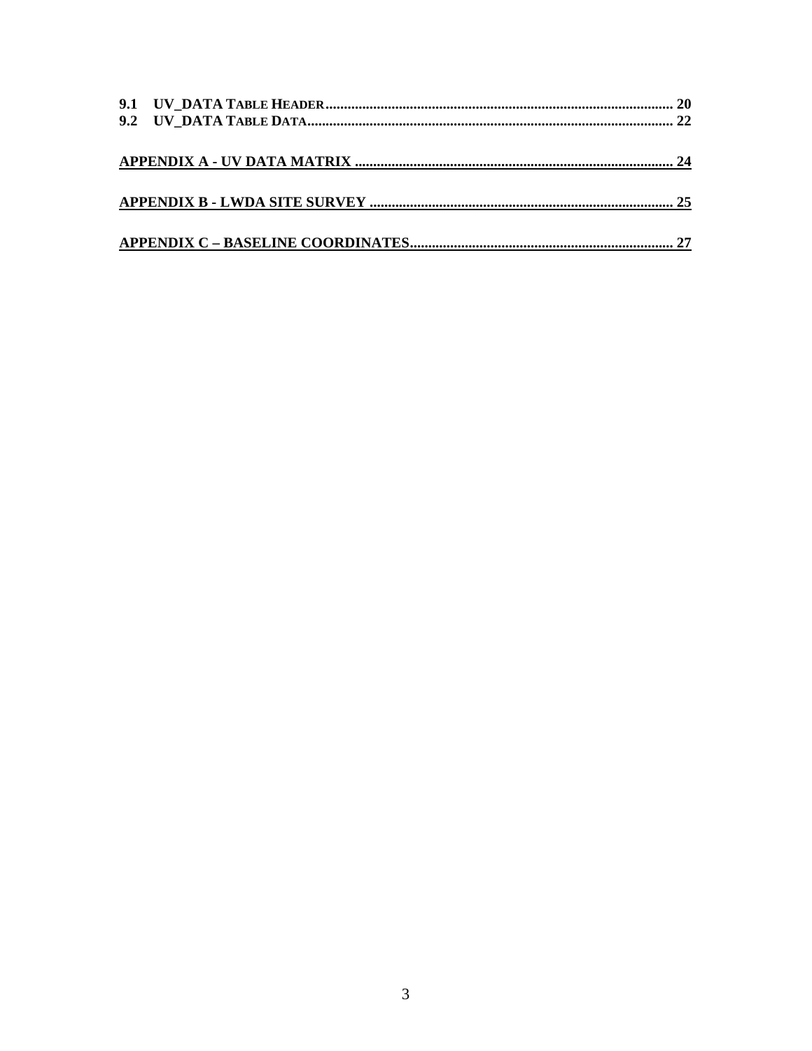**9.1 UV_DATA TABLE HEADER** .................................................................................................. 20
**9.2 UV_DATA TABLE DATA** ....................................................................................................... 22

**APPENDIX A - UV DATA MATRIX** ....................................................................................... 24

**APPENDIX B - LWDA SITE SURVEY** .................................................................................. 25

**APPENDIX C – BASELINE COORDINATES** ....................................................................... 27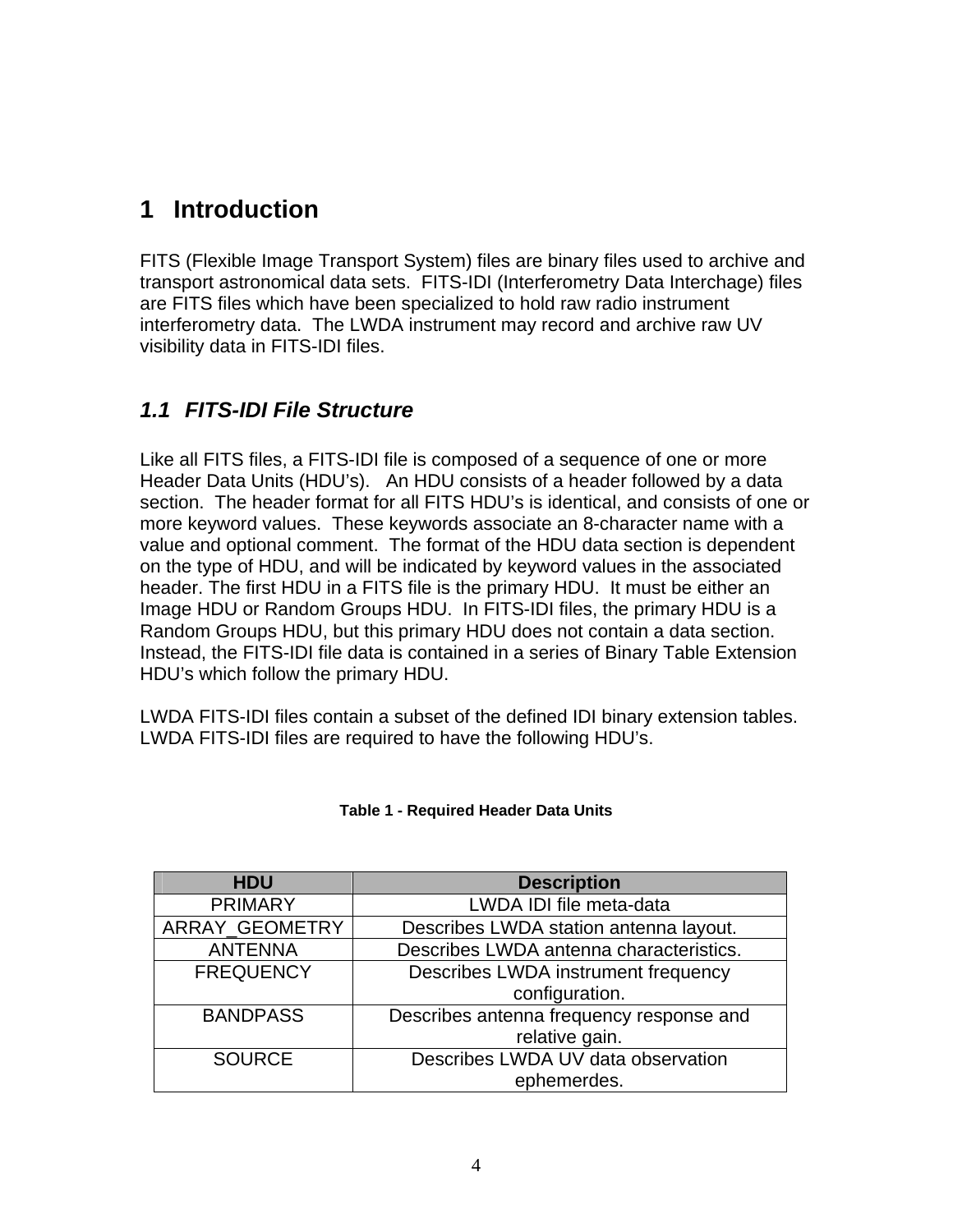# 1 Introduction

FITS (Flexible Image Transport System) files are binary files used to archive and transport astronomical data sets. FITS-IDI (Interferometry Data Interchage) files are FITS files which have been specialized to hold raw radio instrument interferometry data. The LWDA instrument may record and archive raw UV visibility data in FITS-IDI files.

## *1.1 FITS-IDI File Structure*

Like all FITS files, a FITS-IDI file is composed of a sequence of one or more Header Data Units (HDU's). An HDU consists of a header followed by a data section. The header format for all FITS HDU's is identical, and consists of one or more keyword values. These keywords associate an 8-character name with a value and optional comment. The format of the HDU data section is dependent on the type of HDU, and will be indicated by keyword values in the associated header. The first HDU in a FITS file is the primary HDU. It must be either an Image HDU or Random Groups HDU. In FITS-IDI files, the primary HDU is a Random Groups HDU, but this primary HDU does not contain a data section. Instead, the FITS-IDI file data is contained in a series of Binary Table Extension HDU's which follow the primary HDU.

LWDA FITS-IDI files contain a subset of the defined IDI binary extension tables. LWDA FITS-IDI files are required to have the following HDU's.

**Table 1 - Required Header Data Units**

| HDU | Description |
|---|---|
| PRIMARY | LWDA IDI file meta-data |
| ARRAY_GEOMETRY | Describes LWDA station antenna layout. |
| ANTENNA | Describes LWDA antenna characteristics. |
| FREQUENCY | Describes LWDA instrument frequency configuration. |
| BANDPASS | Describes antenna frequency response and relative gain. |
| SOURCE | Describes LWDA UV data observation ephemerdes. |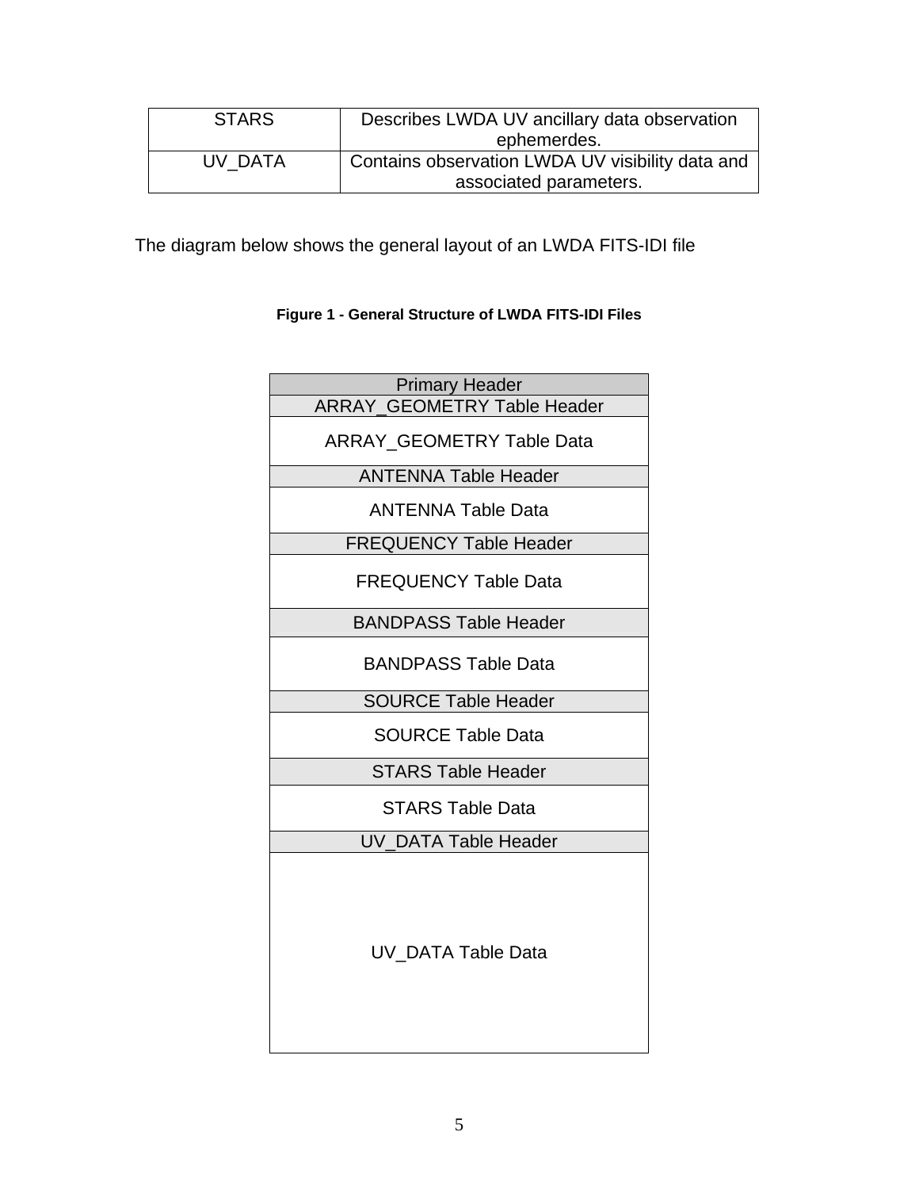| | |
|---|---|
| STARS | Describes LWDA UV ancillary data observation ephemerdes. |
| UV_DATA | Contains observation LWDA UV visibility data and associated parameters. |

The diagram below shows the general layout of an LWDA FITS-IDI file

**Figure 1 - General Structure of LWDA FITS-IDI Files**

| |
|---|
| Primary Header |
| ARRAY_GEOMETRY Table Header |
| ARRAY_GEOMETRY Table Data |
| ANTENNA Table Header |
| ANTENNA Table Data |
| FREQUENCY Table Header |
| FREQUENCY Table Data |
| BANDPASS Table Header |
| BANDPASS Table Data |
| SOURCE Table Header |
| SOURCE Table Data |
| STARS Table Header |
| STARS Table Data |
| UV_DATA Table Header |
| UV_DATA Table Data |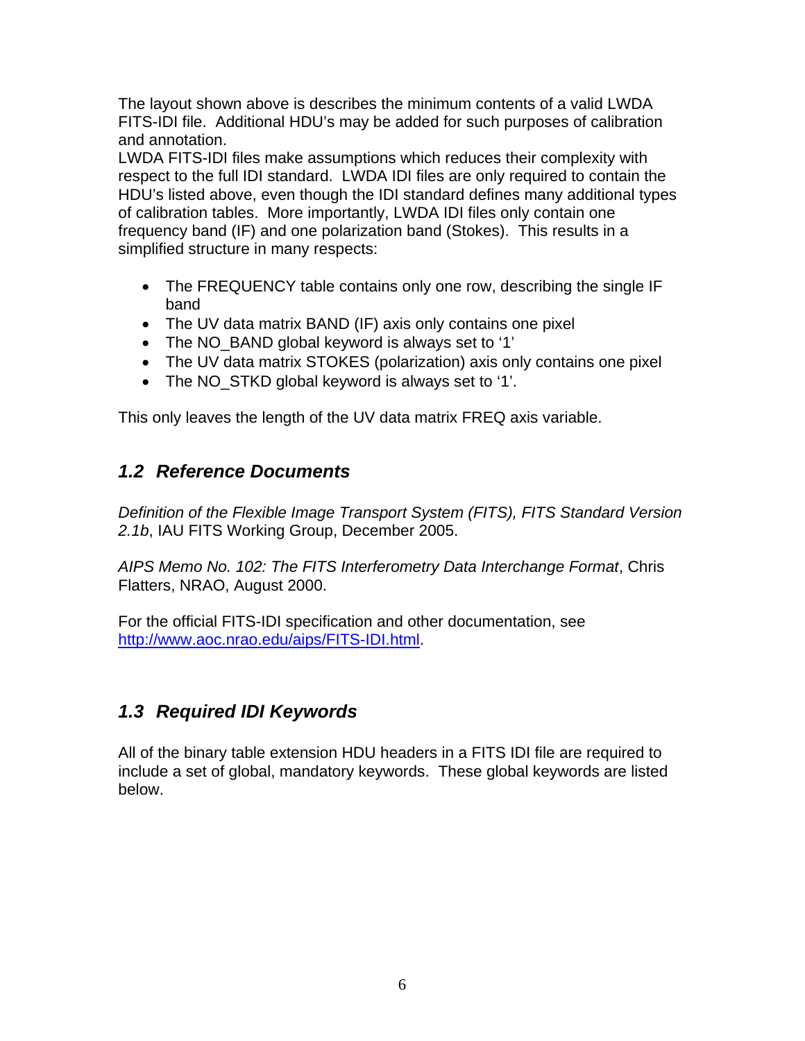The layout shown above is describes the minimum contents of a valid LWDA FITS-IDI file. Additional HDU's may be added for such purposes of calibration and annotation.
LWDA FITS-IDI files make assumptions which reduces their complexity with respect to the full IDI standard. LWDA IDI files are only required to contain the HDU's listed above, even though the IDI standard defines many additional types of calibration tables. More importantly, LWDA IDI files only contain one frequency band (IF) and one polarization band (Stokes). This results in a simplified structure in many respects:

- The FREQUENCY table contains only one row, describing the single IF band
- The UV data matrix BAND (IF) axis only contains one pixel
- The NO_BAND global keyword is always set to '1'
- The UV data matrix STOKES (polarization) axis only contains one pixel
- The NO_STKD global keyword is always set to '1'.

This only leaves the length of the UV data matrix FREQ axis variable.

## *1.2 Reference Documents*

*Definition of the Flexible Image Transport System (FITS), FITS Standard Version 2.1b*, IAU FITS Working Group, December 2005.

*AIPS Memo No. 102: The FITS Interferometry Data Interchange Format*, Chris Flatters, NRAO, August 2000.

For the official FITS-IDI specification and other documentation, see http://www.aoc.nrao.edu/aips/FITS-IDI.html.

## *1.3 Required IDI Keywords*

All of the binary table extension HDU headers in a FITS IDI file are required to include a set of global, mandatory keywords. These global keywords are listed below.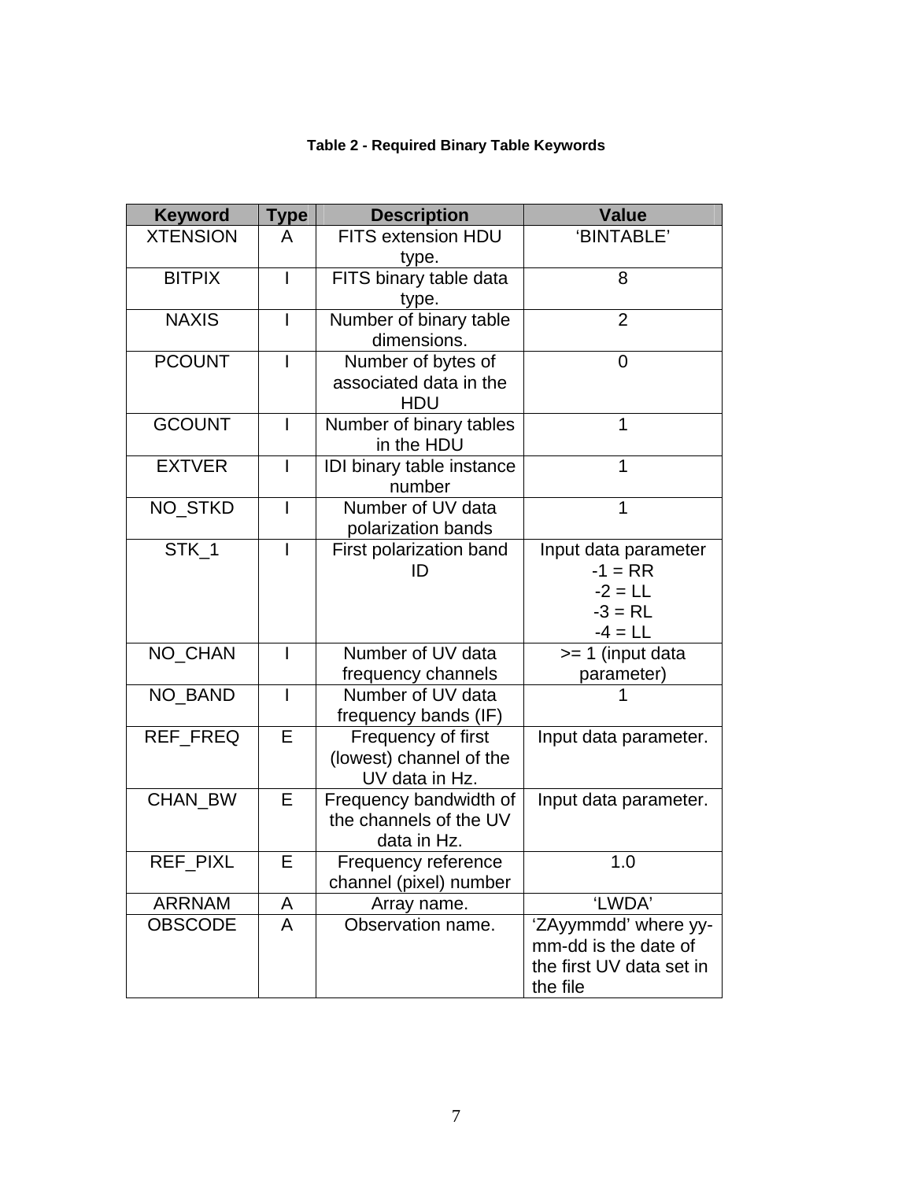**Table 2 - Required Binary Table Keywords**

| Keyword | Type | Description | Value |
|---|---|---|---|
| XTENSION | A | FITS extension HDU type. | ‘BINTABLE’ |
| BITPIX | I | FITS binary table data type. | 8 |
| NAXIS | I | Number of binary table dimensions. | 2 |
| PCOUNT | I | Number of bytes of associated data in the HDU | 0 |
| GCOUNT | I | Number of binary tables in the HDU | 1 |
| EXTVER | I | IDI binary table instance number | 1 |
| NO_STKD | I | Number of UV data polarization bands | 1 |
| STK_1 | I | First polarization band ID | Input data parameter<br>-1 = RR<br>-2 = LL<br>-3 = RL<br>-4 = LL |
| NO_CHAN | I | Number of UV data frequency channels | >= 1 (input data parameter) |
| NO_BAND | I | Number of UV data frequency bands (IF) | 1 |
| REF_FREQ | E | Frequency of first (lowest) channel of the UV data in Hz. | Input data parameter. |
| CHAN_BW | E | Frequency bandwidth of the channels of the UV data in Hz. | Input data parameter. |
| REF_PIXL | E | Frequency reference channel (pixel) number | 1.0 |
| ARRNAM | A | Array name. | ‘LWDA’ |
| OBSCODE | A | Observation name. | ‘ZAyymmdd’ where yy-mm-dd is the date of the first UV data set in the file |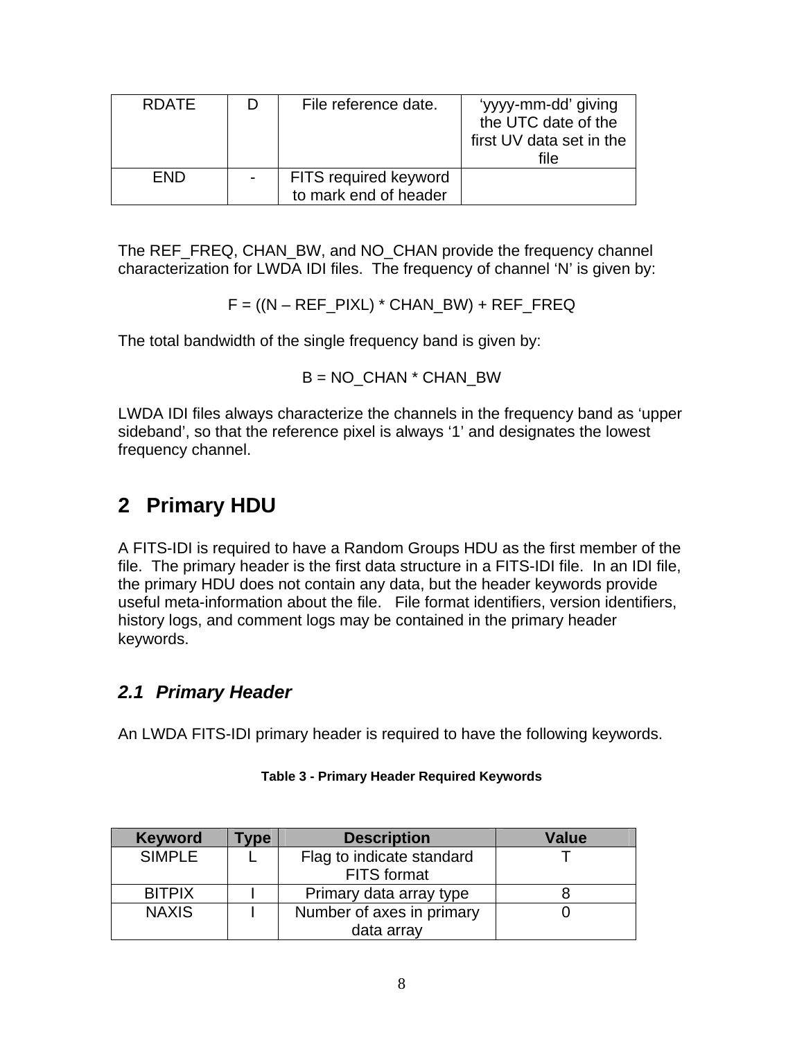| | | | |
|---|---|---|---|
| RDATE | D | File reference date. | ‘yyyy-mm-dd’ giving the UTC date of the first UV data set in the file |
| END | - | FITS required keyword to mark end of header | |

The REF_FREQ, CHAN_BW, and NO_CHAN provide the frequency channel characterization for LWDA IDI files. The frequency of channel ‘N’ is given by:

$$F = ((N - REF\_PIXL) * CHAN\_BW) + REF\_FREQ$$

The total bandwidth of the single frequency band is given by:

$$B = NO\_CHAN * CHAN\_BW$$

LWDA IDI files always characterize the channels in the frequency band as ‘upper sideband’, so that the reference pixel is always ‘1’ and designates the lowest frequency channel.

# 2 Primary HDU

A FITS-IDI is required to have a Random Groups HDU as the first member of the file. The primary header is the first data structure in a FITS-IDI file. In an IDI file, the primary HDU does not contain any data, but the header keywords provide useful meta-information about the file. File format identifiers, version identifiers, history logs, and comment logs may be contained in the primary header keywords.

## *2.1 Primary Header*

An LWDA FITS-IDI primary header is required to have the following keywords.

**Table 3 - Primary Header Required Keywords**

| Keyword | Type | Description | Value |
|---|---|---|---|
| SIMPLE | L | Flag to indicate standard FITS format | T |
| BITPIX | I | Primary data array type | 8 |
| NAXIS | I | Number of axes in primary data array | 0 |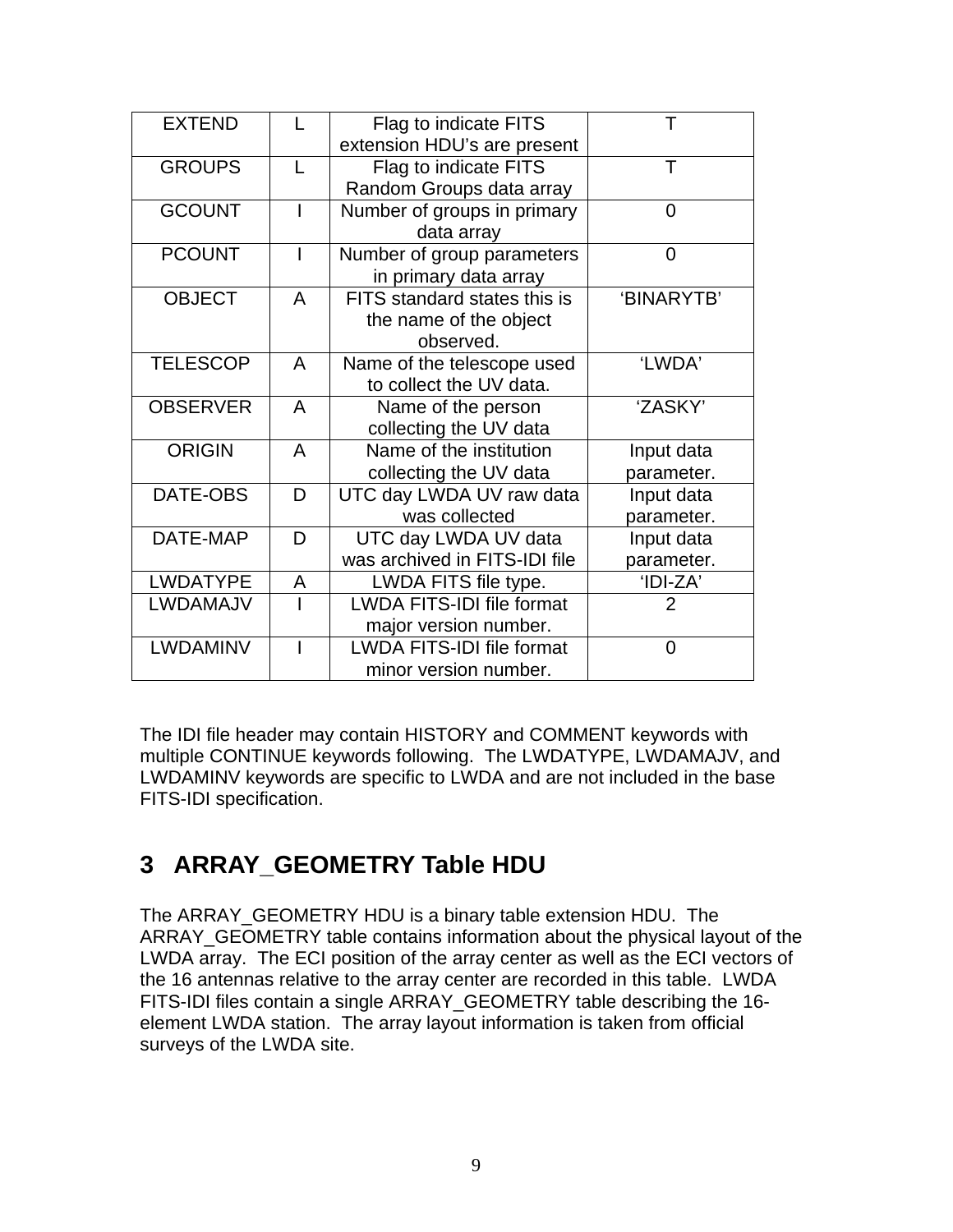| EXTEND | L | Flag to indicate FITS extension HDU’s are present | T |
|---|---|---|---|
| GROUPS | L | Flag to indicate FITS Random Groups data array | T |
| GCOUNT | I | Number of groups in primary data array | 0 |
| PCOUNT | I | Number of group parameters in primary data array | 0 |
| OBJECT | A | FITS standard states this is the name of the object observed. | ‘BINARYTB’ |
| TELESCOP | A | Name of the telescope used to collect the UV data. | ‘LWDA’ |
| OBSERVER | A | Name of the person collecting the UV data | ‘ZASKY’ |
| ORIGIN | A | Name of the institution collecting the UV data | Input data parameter. |
| DATE-OBS | D | UTC day LWDA UV raw data was collected | Input data parameter. |
| DATE-MAP | D | UTC day LWDA UV data was archived in FITS-IDI file | Input data parameter. |
| LWDATYPE | A | LWDA FITS file type. | ‘IDI-ZA’ |
| LWDAMAJV | I | LWDA FITS-IDI file format major version number. | 2 |
| LWDAMINV | I | LWDA FITS-IDI file format minor version number. | 0 |

The IDI file header may contain HISTORY and COMMENT keywords with multiple CONTINUE keywords following. The LWDATYPE, LWDAMAJV, and LWDAMINV keywords are specific to LWDA and are not included in the base FITS-IDI specification.

# 3 ARRAY_GEOMETRY Table HDU

The ARRAY_GEOMETRY HDU is a binary table extension HDU. The ARRAY_GEOMETRY table contains information about the physical layout of the LWDA array. The ECI position of the array center as well as the ECI vectors of the 16 antennas relative to the array center are recorded in this table. LWDA FITS-IDI files contain a single ARRAY_GEOMETRY table describing the 16-element LWDA station. The array layout information is taken from official surveys of the LWDA site.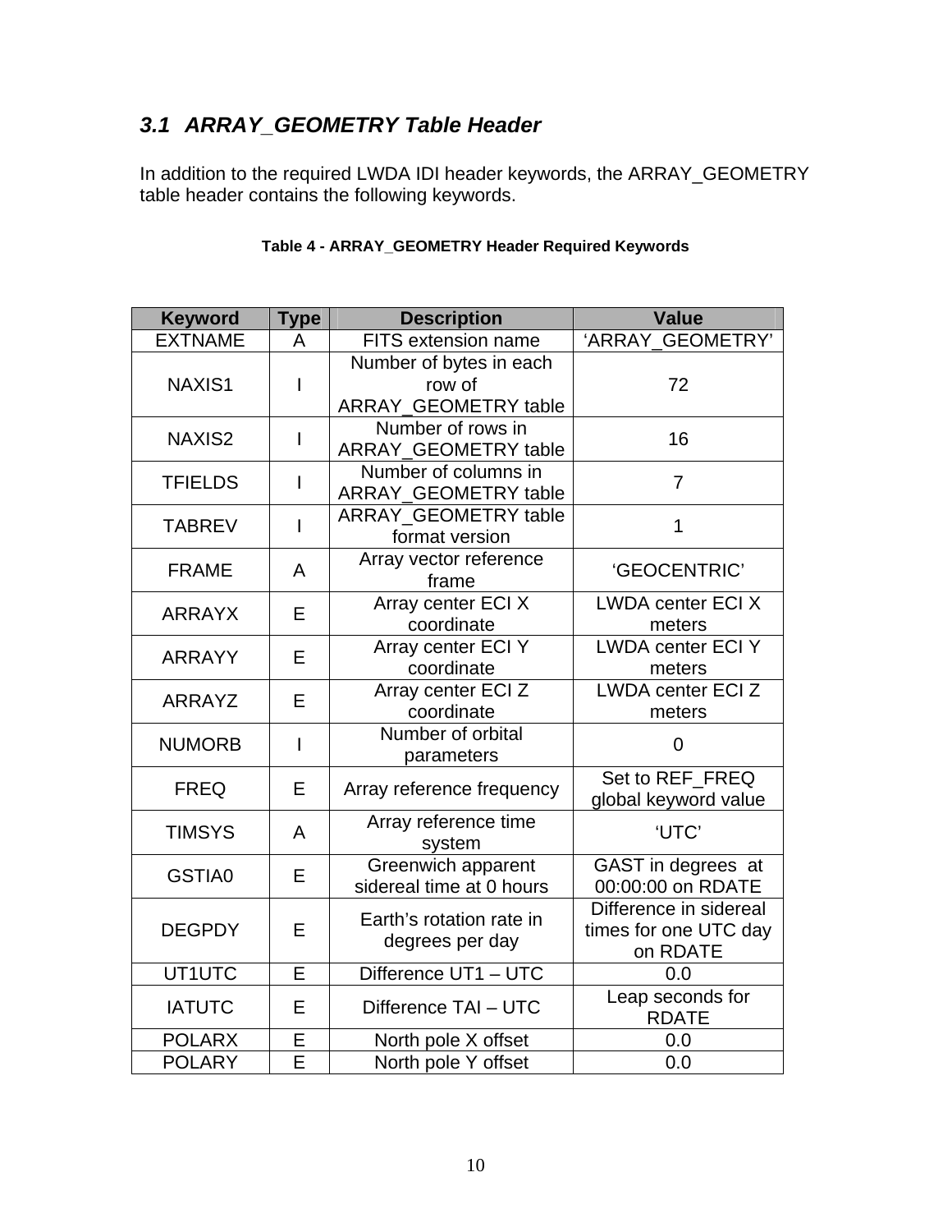### *3.1 ARRAY_GEOMETRY Table Header*

In addition to the required LWDA IDI header keywords, the ARRAY_GEOMETRY table header contains the following keywords.

**Table 4 - ARRAY_GEOMETRY Header Required Keywords**

| Keyword | Type | Description | Value |
|---|---|---|---|
| EXTNAME | A | FITS extension name | 'ARRAY_GEOMETRY' |
| NAXIS1 | I | Number of bytes in each row of ARRAY_GEOMETRY table | 72 |
| NAXIS2 | I | Number of rows in ARRAY_GEOMETRY table | 16 |
| TFIELDS | I | Number of columns in ARRAY_GEOMETRY table | 7 |
| TABREV | I | ARRAY_GEOMETRY table format version | 1 |
| FRAME | A | Array vector reference frame | 'GEOCENTRIC' |
| ARRAYX | E | Array center ECI X coordinate | LWDA center ECI X meters |
| ARRAYY | E | Array center ECI Y coordinate | LWDA center ECI Y meters |
| ARRAYZ | E | Array center ECI Z coordinate | LWDA center ECI Z meters |
| NUMORB | I | Number of orbital parameters | 0 |
| FREQ | E | Array reference frequency | Set to REF_FREQ global keyword value |
| TIMSYS | A | Array reference time system | 'UTC' |
| GSTIA0 | E | Greenwich apparent sidereal time at 0 hours | GAST in degrees at 00:00:00 on RDATE |
| DEGPDY | E | Earth's rotation rate in degrees per day | Difference in sidereal times for one UTC day on RDATE |
| UT1UTC | E | Difference UT1 – UTC | 0.0 |
| IATUTC | E | Difference TAI – UTC | Leap seconds for RDATE |
| POLARX | E | North pole X offset | 0.0 |
| POLARY | E | North pole Y offset | 0.0 |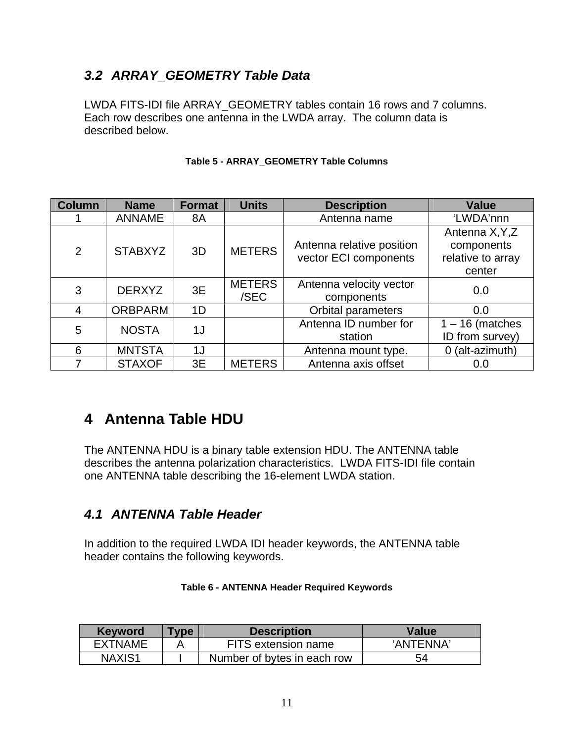### 3.2 *ARRAY_GEOMETRY Table Data*

LWDA FITS-IDI file ARRAY_GEOMETRY tables contain 16 rows and 7 columns. Each row describes one antenna in the LWDA array. The column data is described below.

**Table 5 - ARRAY_GEOMETRY Table Columns**

| Column | Name | Format | Units | Description | Value |
|---|---|---|---|---|---|
| 1 | ANNAME | 8A | | Antenna name | 'LWDA'nnn |
| 2 | STABXYZ | 3D | METERS | Antenna relative position vector ECI components | Antenna X,Y,Z components relative to array center |
| 3 | DERXYZ | 3E | METERS /SEC | Antenna velocity vector components | 0.0 |
| 4 | ORBPARM | 1D | | Orbital parameters | 0.0 |
| 5 | NOSTA | 1J | | Antenna ID number for station | 1 – 16 (matches ID from survey) |
| 6 | MNTSTA | 1J | | Antenna mount type. | 0 (alt-azimuth) |
| 7 | STAXOF | 3E | METERS | Antenna axis offset | 0.0 |

# 4 Antenna Table HDU

The ANTENNA HDU is a binary table extension HDU. The ANTENNA table describes the antenna polarization characteristics. LWDA FITS-IDI file contain one ANTENNA table describing the 16-element LWDA station.

### 4.1 *ANTENNA Table Header*

In addition to the required LWDA IDI header keywords, the ANTENNA table header contains the following keywords.

**Table 6 - ANTENNA Header Required Keywords**

| Keyword | Type | Description | Value |
|---|---|---|---|
| EXTNAME | A | FITS extension name | 'ANTENNA' |
| NAXIS1 | I | Number of bytes in each row | 54 |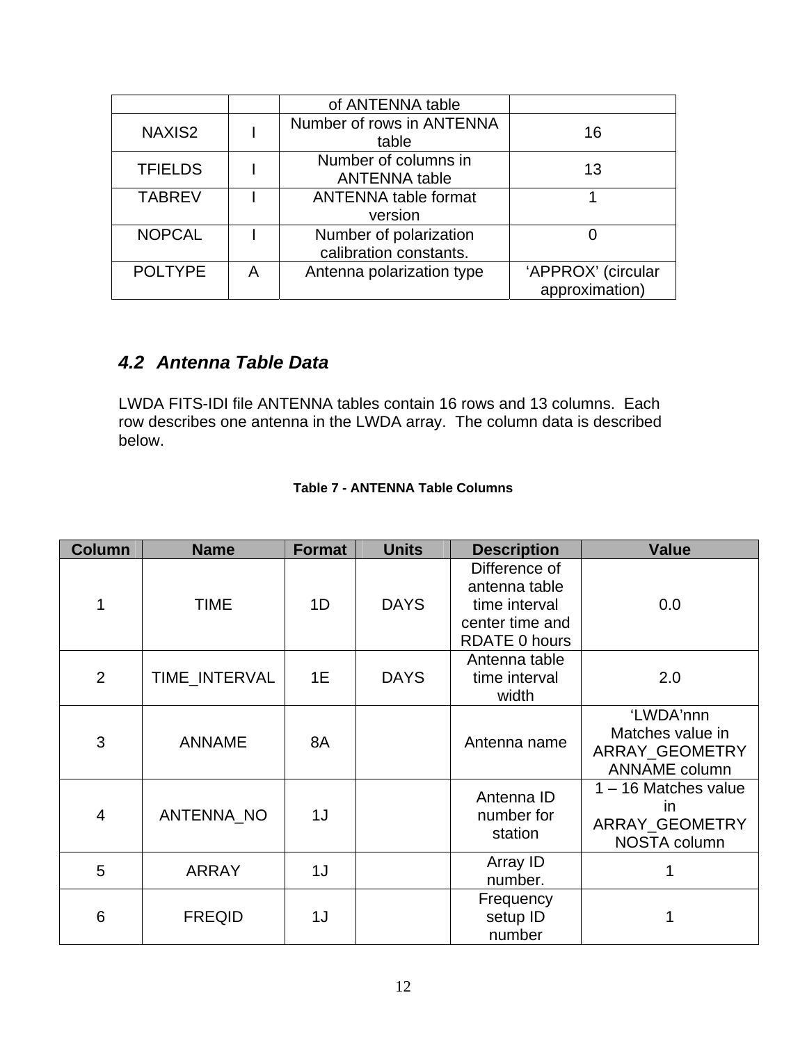| | | | |
|---|---|---|---|
| | | of ANTENNA table | |
| NAXIS2 | I | Number of rows in ANTENNA table | 16 |
| TFIELDS | I | Number of columns in ANTENNA table | 13 |
| TABREV | I | ANTENNA table format version | 1 |
| NOPCAL | I | Number of polarization calibration constants. | 0 |
| POLTYPE | A | Antenna polarization type | 'APPROX' (circular approximation) |

## 4.2 *Antenna Table Data*

LWDA FITS-IDI file ANTENNA tables contain 16 rows and 13 columns. Each row describes one antenna in the LWDA array. The column data is described below.

**Table 7 - ANTENNA Table Columns**

| Column | Name | Format | Units | Description | Value |
|---|---|---|---|---|---|
| 1 | TIME | 1D | DAYS | Difference of antenna table time interval center time and RDATE 0 hours | 0.0 |
| 2 | TIME_INTERVAL | 1E | DAYS | Antenna table time interval width | 2.0 |
| 3 | ANNAME | 8A | | Antenna name | 'LWDA'nnn Matches value in ARRAY_GEOMETRY ANNAME column |
| 4 | ANTENNA_NO | 1J | | Antenna ID number for station | 1 – 16 Matches value in ARRAY_GEOMETRY NOSTA column |
| 5 | ARRAY | 1J | | Array ID number. | 1 |
| 6 | FREQID | 1J | | Frequency setup ID number | 1 |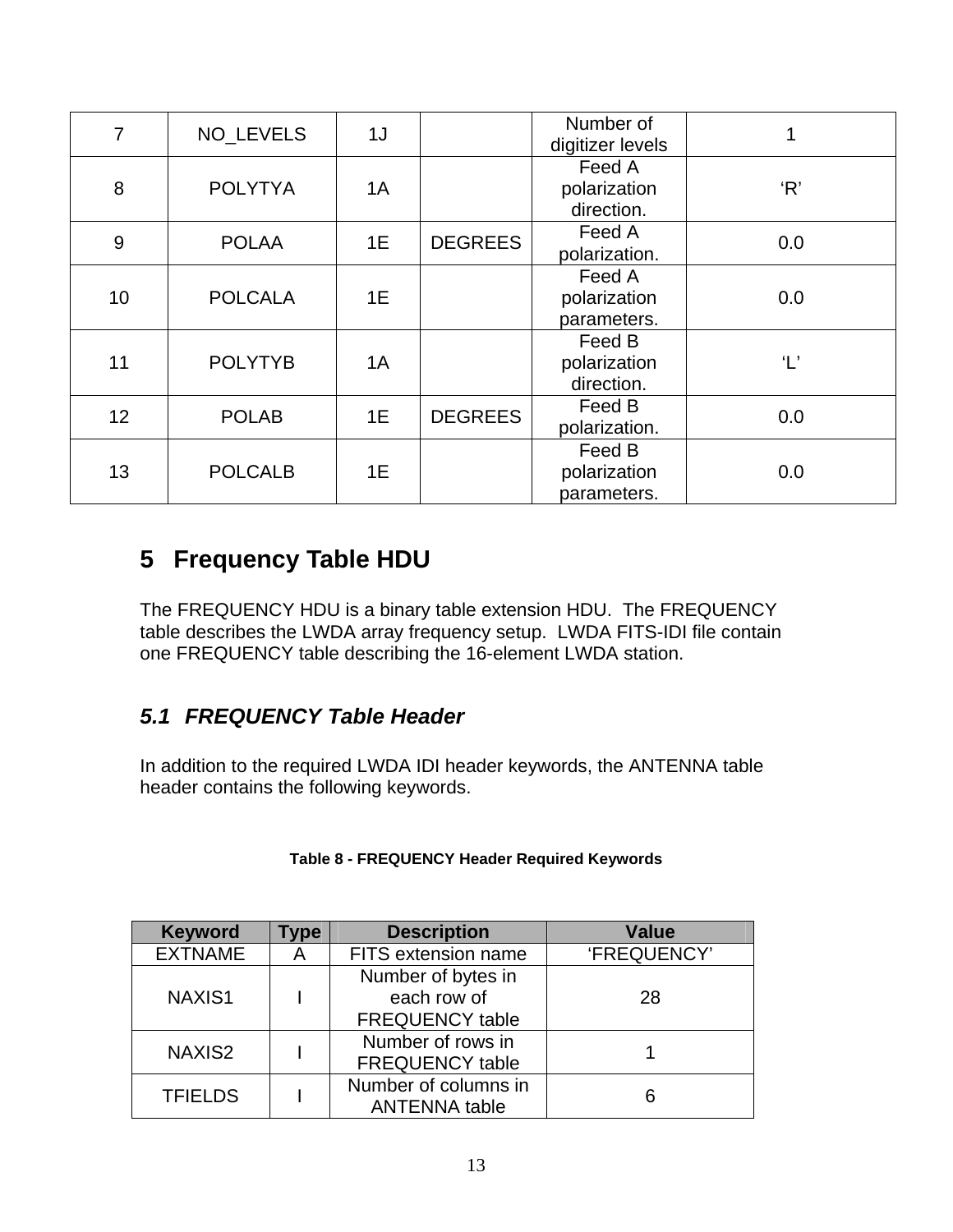| | | | | | |
|---|---|---|---|---|---|
| 7 | NO_LEVELS | 1J | | Number of digitizer levels | 1 |
| 8 | POLYTYA | 1A | | Feed A polarization direction. | 'R' |
| 9 | POLAA | 1E | DEGREES | Feed A polarization. | 0.0 |
| 10 | POLCALA | 1E | | Feed A polarization parameters. | 0.0 |
| 11 | POLYTYB | 1A | | Feed B polarization direction. | 'L' |
| 12 | POLAB | 1E | DEGREES | Feed B polarization. | 0.0 |
| 13 | POLCALB | 1E | | Feed B polarization parameters. | 0.0 |

# 5 Frequency Table HDU

The FREQUENCY HDU is a binary table extension HDU. The FREQUENCY table describes the LWDA array frequency setup. LWDA FITS-IDI file contain one FREQUENCY table describing the 16-element LWDA station.

## 5.1 FREQUENCY Table Header

In addition to the required LWDA IDI header keywords, the ANTENNA table header contains the following keywords.

**Table 8 - FREQUENCY Header Required Keywords**

| Keyword | Type | Description | Value |
|---|---|---|---|
| EXTNAME | A | FITS extension name | 'FREQUENCY' |
| NAXIS1 | I | Number of bytes in each row of FREQUENCY table | 28 |
| NAXIS2 | I | Number of rows in FREQUENCY table | 1 |
| TFIELDS | I | Number of columns in ANTENNA table | 6 |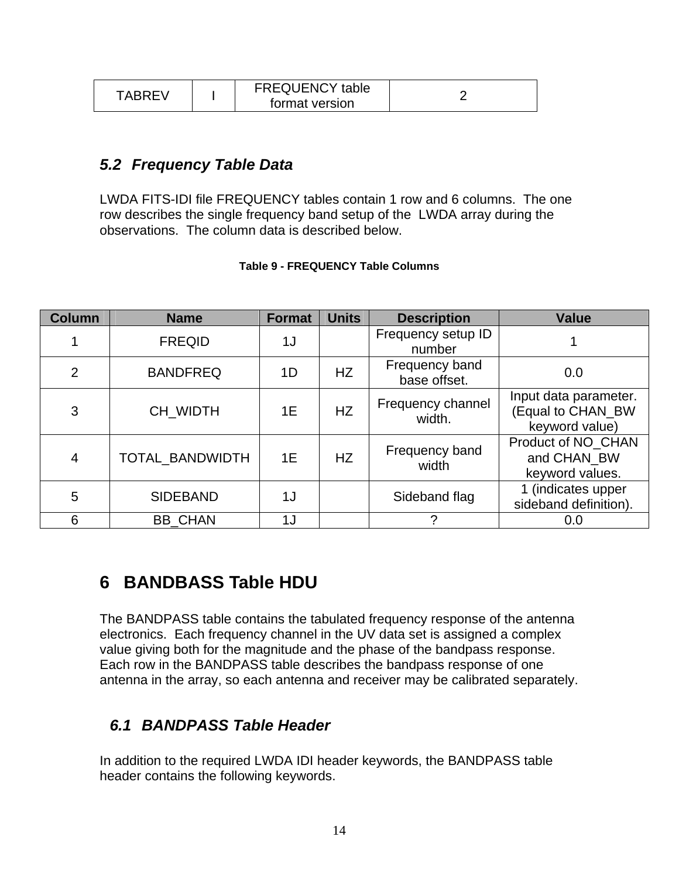| | | | |
|---|---|---|---|
| TABREV | I | FREQUENCY table format version | 2 |

## 5.2 Frequency Table Data

LWDA FITS-IDI file FREQUENCY tables contain 1 row and 6 columns. The one row describes the single frequency band setup of the LWDA array during the observations. The column data is described below.

**Table 9 - FREQUENCY Table Columns**

| Column | Name | Format | Units | Description | Value |
|---|---|---|---|---|---|
| 1 | FREQID | 1J | | Frequency setup ID number | 1 |
| 2 | BANDFREQ | 1D | HZ | Frequency band base offset. | 0.0 |
| 3 | CH_WIDTH | 1E | HZ | Frequency channel width. | Input data parameter. (Equal to CHAN_BW keyword value) |
| 4 | TOTAL_BANDWIDTH | 1E | HZ | Frequency band width | Product of NO_CHAN and CHAN_BW keyword values. |
| 5 | SIDEBAND | 1J | | Sideband flag | 1 (indicates upper sideband definition). |
| 6 | BB_CHAN | 1J | | ? | 0.0 |

# 6 BANDBASS Table HDU

The BANDPASS table contains the tabulated frequency response of the antenna electronics. Each frequency channel in the UV data set is assigned a complex value giving both for the magnitude and the phase of the bandpass response. Each row in the BANDPASS table describes the bandpass response of one antenna in the array, so each antenna and receiver may be calibrated separately.

## 6.1 BANDPASS Table Header

In addition to the required LWDA IDI header keywords, the BANDPASS table header contains the following keywords.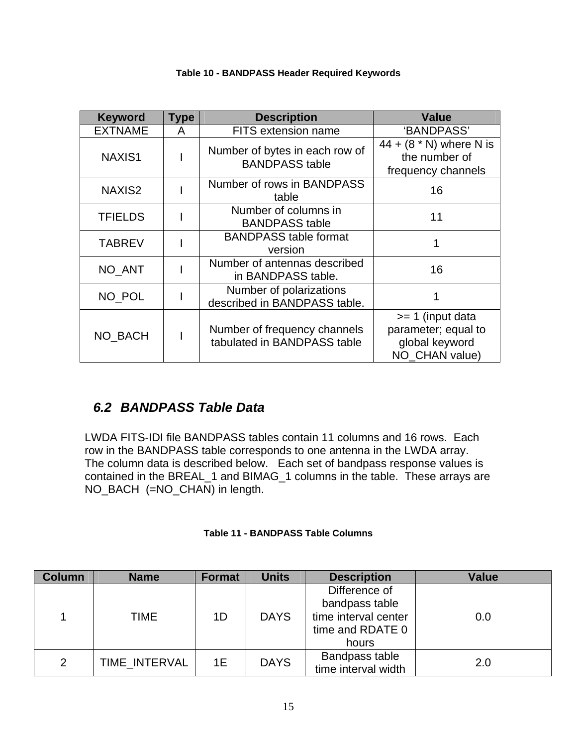**Table 10 - BANDPASS Header Required Keywords**

| Keyword | Type | Description | Value |
|---|---|---|---|
| EXTNAME | A | FITS extension name | 'BANDPASS' |
| NAXIS1 | I | Number of bytes in each row of BANDPASS table | 44 + (8 * N) where N is the number of frequency channels |
| NAXIS2 | I | Number of rows in BANDPASS table | 16 |
| TFIELDS | I | Number of columns in BANDPASS table | 11 |
| TABREV | I | BANDPASS table format version | 1 |
| NO_ANT | I | Number of antennas described in BANDPASS table. | 16 |
| NO_POL | I | Number of polarizations described in BANDPASS table. | 1 |
| NO_BACH | I | Number of frequency channels tabulated in BANDPASS table | >= 1 (input data parameter; equal to global keyword NO_CHAN value) |

## *6.2 BANDPASS Table Data*

LWDA FITS-IDI file BANDPASS tables contain 11 columns and 16 rows. Each row in the BANDPASS table corresponds to one antenna in the LWDA array. The column data is described below. Each set of bandpass response values is contained in the BREAL_1 and BIMAG_1 columns in the table. These arrays are NO_BACH (=NO_CHAN) in length.

**Table 11 - BANDPASS Table Columns**

| Column | Name | Format | Units | Description | Value |
|---|---|---|---|---|---|
| 1 | TIME | 1D | DAYS | Difference of bandpass table time interval center time and RDATE 0 hours | 0.0 |
| 2 | TIME_INTERVAL | 1E | DAYS | Bandpass table time interval width | 2.0 |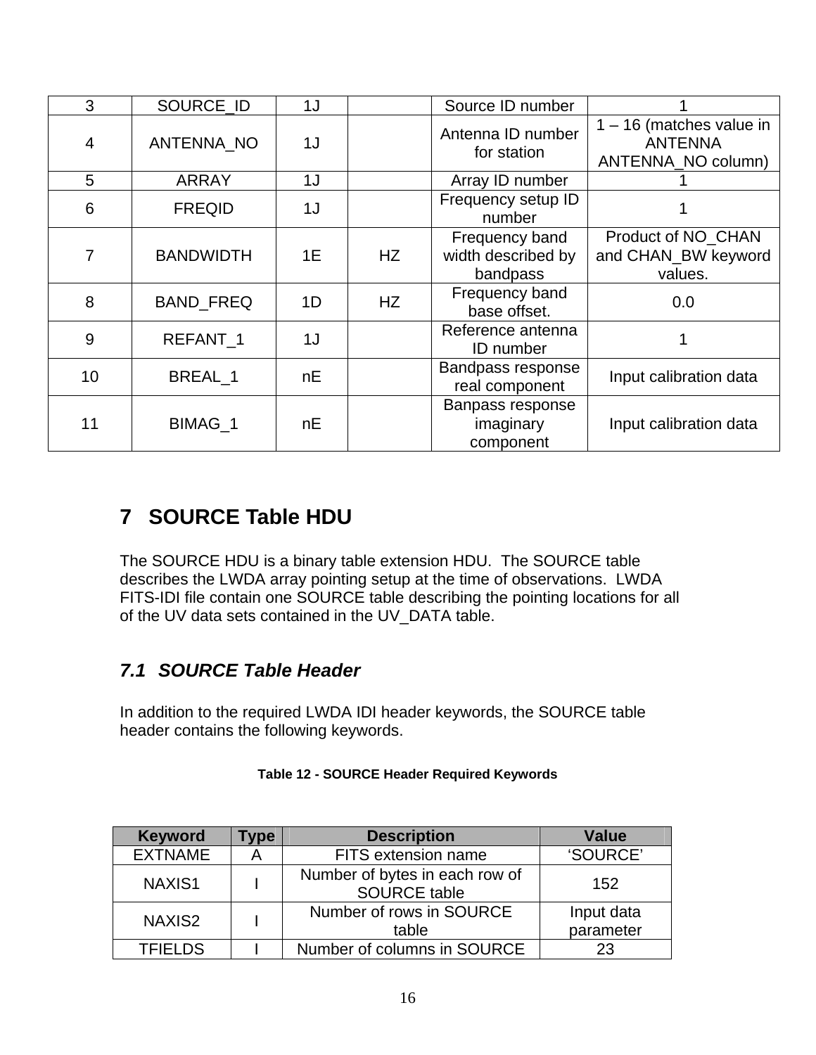| | | | | | |
|---|---|---|---|---|---|
| 3 | SOURCE_ID | 1J | | Source ID number | 1 |
| 4 | ANTENNA_NO | 1J | | Antenna ID number for station | 1 – 16 (matches value in ANTENNA ANTENNA_NO column) |
| 5 | ARRAY | 1J | | Array ID number | 1 |
| 6 | FREQID | 1J | | Frequency setup ID number | 1 |
| 7 | BANDWIDTH | 1E | HZ | Frequency band width described by bandpass | Product of NO_CHAN and CHAN_BW keyword values. |
| 8 | BAND_FREQ | 1D | HZ | Frequency band base offset. | 0.0 |
| 9 | REFANT_1 | 1J | | Reference antenna ID number | 1 |
| 10 | BREAL_1 | nE | | Bandpass response real component | Input calibration data |
| 11 | BIMAG_1 | nE | | Banpass response imaginary component | Input calibration data |

# 7 SOURCE Table HDU

The SOURCE HDU is a binary table extension HDU. The SOURCE table describes the LWDA array pointing setup at the time of observations. LWDA FITS-IDI file contain one SOURCE table describing the pointing locations for all of the UV data sets contained in the UV_DATA table.

## *7.1 SOURCE Table Header*

In addition to the required LWDA IDI header keywords, the SOURCE table header contains the following keywords.

**Table 12 - SOURCE Header Required Keywords**

| Keyword | Type | Description | Value |
|---|---|---|---|
| EXTNAME | A | FITS extension name | 'SOURCE' |
| NAXIS1 | I | Number of bytes in each row of SOURCE table | 152 |
| NAXIS2 | I | Number of rows in SOURCE table | Input data parameter |
| TFIELDS | I | Number of columns in SOURCE | 23 |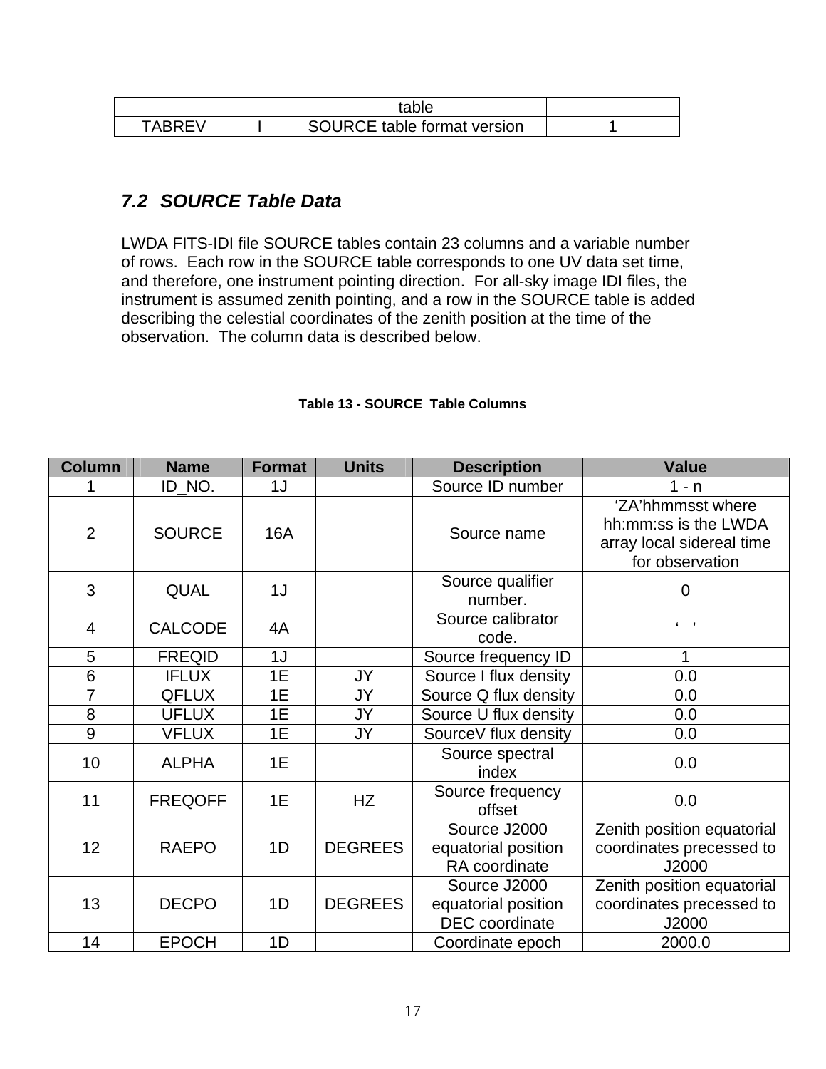| | | table | |
|---|---|---|---|
| TABREV | I | SOURCE table format version | 1 |

## 7.2 SOURCE Table Data

LWDA FITS-IDI file SOURCE tables contain 23 columns and a variable number of rows. Each row in the SOURCE table corresponds to one UV data set time, and therefore, one instrument pointing direction. For all-sky image IDI files, the instrument is assumed zenith pointing, and a row in the SOURCE table is added describing the celestial coordinates of the zenith position at the time of the observation. The column data is described below.

**Table 13 - SOURCE Table Columns**

| Column | Name | Format | Units | Description | Value |
|---|---|---|---|---|---|
| 1 | ID_NO. | 1J | | Source ID number | 1 - n |
| 2 | SOURCE | 16A | | Source name | 'ZA'hhmmsst where hh:mm:ss is the LWDA array local sidereal time for observation |
| 3 | QUAL | 1J | | Source qualifier number. | 0 |
| 4 | CALCODE | 4A | | Source calibrator code. | '    ' |
| 5 | FREQID | 1J | | Source frequency ID | 1 |
| 6 | IFLUX | 1E | JY | Source I flux density | 0.0 |
| 7 | QFLUX | 1E | JY | Source Q flux density | 0.0 |
| 8 | UFLUX | 1E | JY | Source U flux density | 0.0 |
| 9 | VFLUX | 1E | JY | SourceV flux density | 0.0 |
| 10 | ALPHA | 1E | | Source spectral index | 0.0 |
| 11 | FREQOFF | 1E | HZ | Source frequency offset | 0.0 |
| 12 | RAEPO | 1D | DEGREES | Source J2000 equatorial position RA coordinate | Zenith position equatorial coordinates precessed to J2000 |
| 13 | DECPO | 1D | DEGREES | Source J2000 equatorial position DEC coordinate | Zenith position equatorial coordinates precessed to J2000 |
| 14 | EPOCH | 1D | | Coordinate epoch | 2000.0 |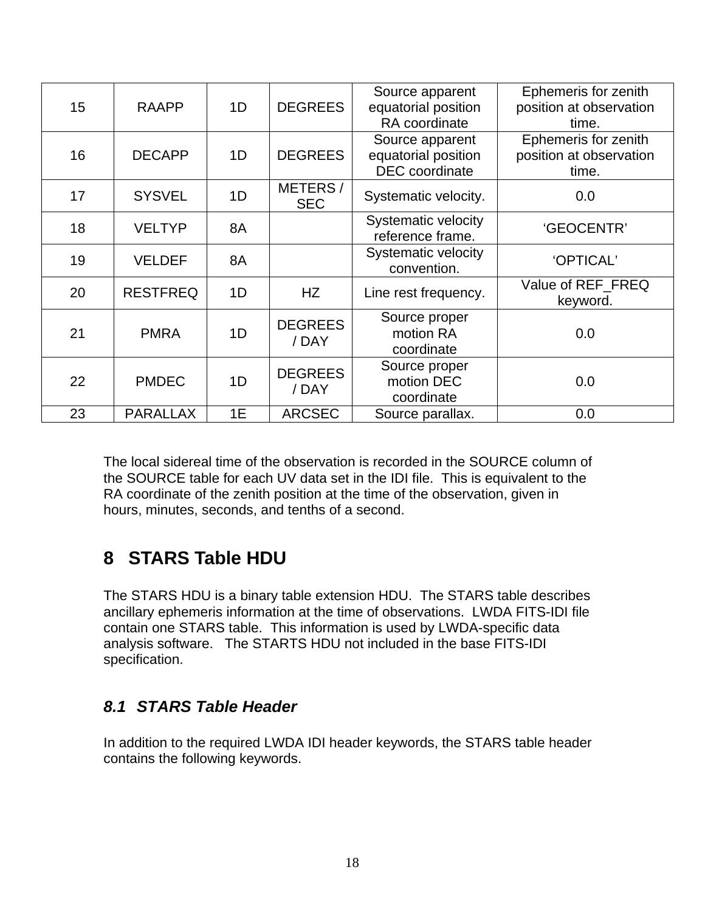| 15 | RAAPP | 1D | DEGREES | Source apparent equatorial position RA coordinate | Ephemeris for zenith position at observation time. |
|---|---|---|---|---|---|
| 16 | DECAPP | 1D | DEGREES | Source apparent equatorial position DEC coordinate | Ephemeris for zenith position at observation time. |
| 17 | SYSVEL | 1D | METERS / SEC | Systematic velocity. | 0.0 |
| 18 | VELTYP | 8A | | Systematic velocity reference frame. | 'GEOCENTR' |
| 19 | VELDEF | 8A | | Systematic velocity convention. | 'OPTICAL' |
| 20 | RESTFREQ | 1D | HZ | Line rest frequency. | Value of REF_FREQ keyword. |
| 21 | PMRA | 1D | DEGREES / DAY | Source proper motion RA coordinate | 0.0 |
| 22 | PMDEC | 1D | DEGREES / DAY | Source proper motion DEC coordinate | 0.0 |
| 23 | PARALLAX | 1E | ARCSEC | Source parallax. | 0.0 |

The local sidereal time of the observation is recorded in the SOURCE column of the SOURCE table for each UV data set in the IDI file. This is equivalent to the RA coordinate of the zenith position at the time of the observation, given in hours, minutes, seconds, and tenths of a second.

# 8 STARS Table HDU

The STARS HDU is a binary table extension HDU. The STARS table describes ancillary ephemeris information at the time of observations. LWDA FITS-IDI file contain one STARS table. This information is used by LWDA-specific data analysis software. The STARTS HDU not included in the base FITS-IDI specification.

## *8.1 STARS Table Header*

In addition to the required LWDA IDI header keywords, the STARS table header contains the following keywords.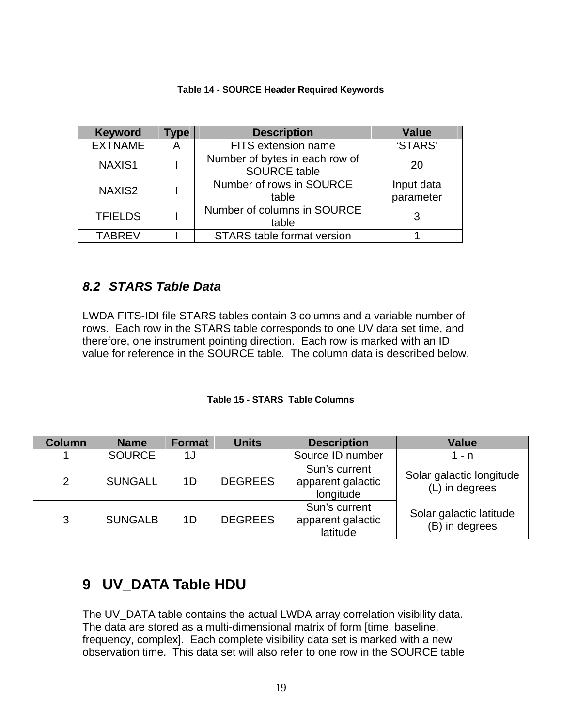**Table 14 - SOURCE Header Required Keywords**

| Keyword | Type | Description | Value |
|---|---|---|---|
| EXTNAME | A | FITS extension name | 'STARS' |
| NAXIS1 | I | Number of bytes in each row of SOURCE table | 20 |
| NAXIS2 | I | Number of rows in SOURCE table | Input data parameter |
| TFIELDS | I | Number of columns in SOURCE table | 3 |
| TABREV | I | STARS table format version | 1 |

## *8.2 STARS Table Data*

LWDA FITS-IDI file STARS tables contain 3 columns and a variable number of rows. Each row in the STARS table corresponds to one UV data set time, and therefore, one instrument pointing direction. Each row is marked with an ID value for reference in the SOURCE table. The column data is described below.

**Table 15 - STARS Table Columns**

| Column | Name | Format | Units | Description | Value |
|---|---|---|---|---|---|
| 1 | SOURCE | 1J | | Source ID number | 1 - n |
| 2 | SUNGALL | 1D | DEGREES | Sun's current apparent galactic longitude | Solar galactic longitude (L) in degrees |
| 3 | SUNGALB | 1D | DEGREES | Sun's current apparent galactic latitude | Solar galactic latitude (B) in degrees |

# 9 UV_DATA Table HDU

The UV_DATA table contains the actual LWDA array correlation visibility data. The data are stored as a multi-dimensional matrix of form [time, baseline, frequency, complex]. Each complete visibility data set is marked with a new observation time. This data set will also refer to one row in the SOURCE table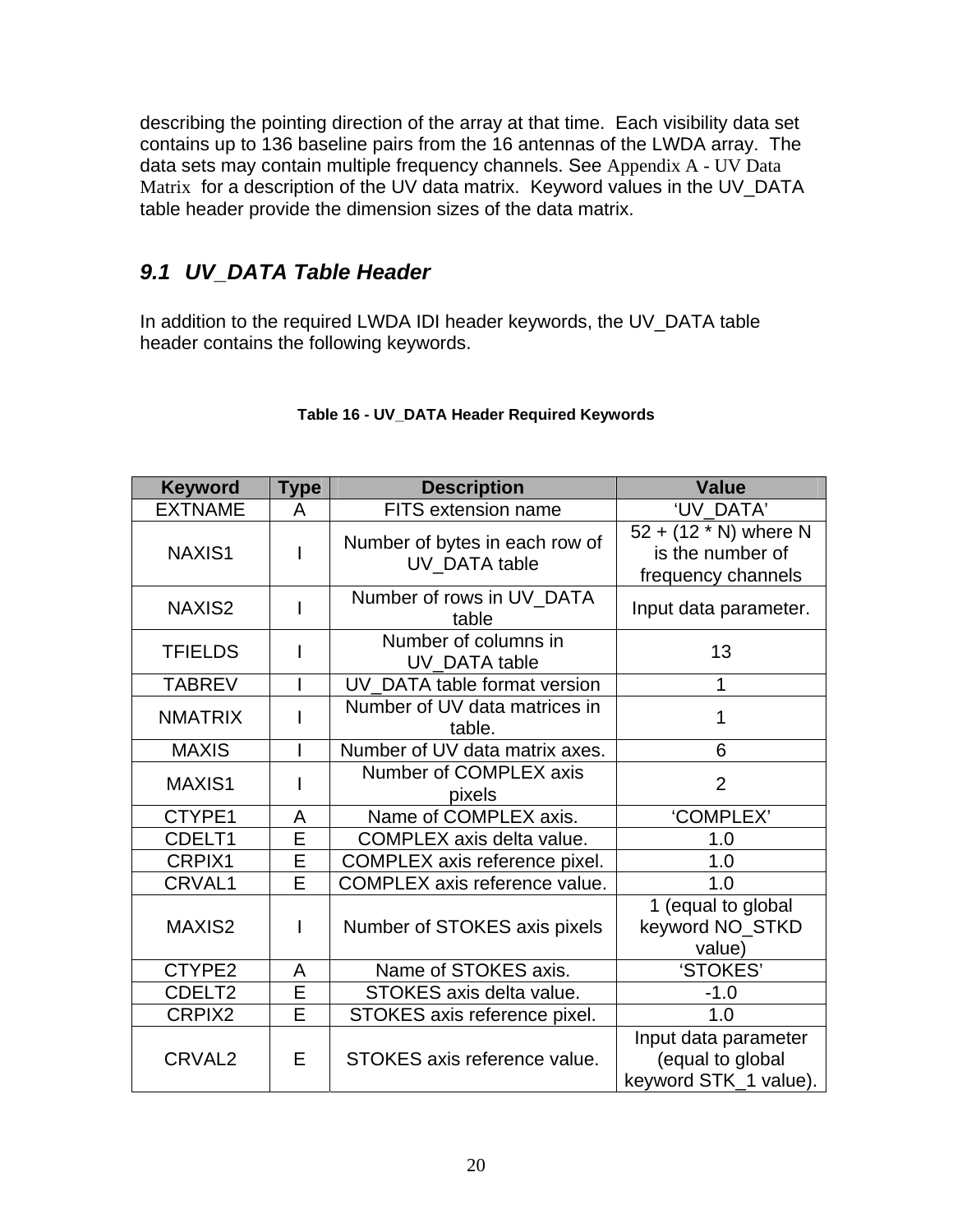describing the pointing direction of the array at that time. Each visibility data set contains up to 136 baseline pairs from the 16 antennas of the LWDA array. The data sets may contain multiple frequency channels. See Appendix A - UV Data Matrix for a description of the UV data matrix. Keyword values in the UV_DATA table header provide the dimension sizes of the data matrix.

## *9.1 UV_DATA Table Header*

In addition to the required LWDA IDI header keywords, the UV_DATA table header contains the following keywords.

**Table 16 - UV_DATA Header Required Keywords**

| Keyword | Type | Description | Value |
|---|---|---|---|
| EXTNAME | A | FITS extension name | 'UV_DATA' |
| NAXIS1 | I | Number of bytes in each row of UV_DATA table | 52 + (12 * N) where N is the number of frequency channels |
| NAXIS2 | I | Number of rows in UV_DATA table | Input data parameter. |
| TFIELDS | I | Number of columns in UV_DATA table | 13 |
| TABREV | I | UV_DATA table format version | 1 |
| NMATRIX | I | Number of UV data matrices in table. | 1 |
| MAXIS | I | Number of UV data matrix axes. | 6 |
| MAXIS1 | I | Number of COMPLEX axis pixels | 2 |
| CTYPE1 | A | Name of COMPLEX axis. | 'COMPLEX' |
| CDELT1 | E | COMPLEX axis delta value. | 1.0 |
| CRPIX1 | E | COMPLEX axis reference pixel. | 1.0 |
| CRVAL1 | E | COMPLEX axis reference value. | 1.0 |
| MAXIS2 | I | Number of STOKES axis pixels | 1 (equal to global keyword NO_STKD value) |
| CTYPE2 | A | Name of STOKES axis. | 'STOKES' |
| CDELT2 | E | STOKES axis delta value. | -1.0 |
| CRPIX2 | E | STOKES axis reference pixel. | 1.0 |
| CRVAL2 | E | STOKES axis reference value. | Input data parameter (equal to global keyword STK_1 value). |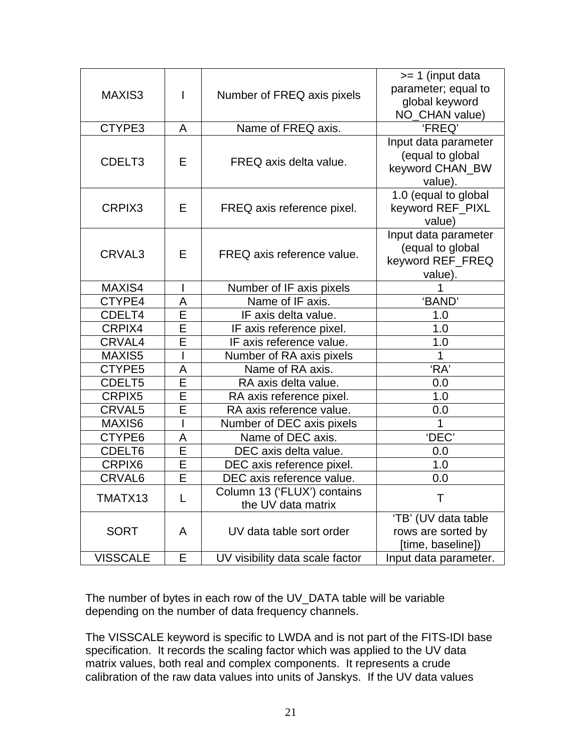| | | | |
|---|---|---|---|
| MAXIS3 | I | Number of FREQ axis pixels | >= 1 (input data parameter; equal to global keyword NO_CHAN value) |
| CTYPE3 | A | Name of FREQ axis. | ‘FREQ’ |
| CDELT3 | E | FREQ axis delta value. | Input data parameter (equal to global keyword CHAN_BW value). |
| CRPIX3 | E | FREQ axis reference pixel. | 1.0 (equal to global keyword REF_PIXL value) |
| CRVAL3 | E | FREQ axis reference value. | Input data parameter (equal to global keyword REF_FREQ value). |
| MAXIS4 | I | Number of IF axis pixels | 1 |
| CTYPE4 | A | Name of IF axis. | ‘BAND’ |
| CDELT4 | E | IF axis delta value. | 1.0 |
| CRPIX4 | E | IF axis reference pixel. | 1.0 |
| CRVAL4 | E | IF axis reference value. | 1.0 |
| MAXIS5 | I | Number of RA axis pixels | 1 |
| CTYPE5 | A | Name of RA axis. | ‘RA’ |
| CDELT5 | E | RA axis delta value. | 0.0 |
| CRPIX5 | E | RA axis reference pixel. | 1.0 |
| CRVAL5 | E | RA axis reference value. | 0.0 |
| MAXIS6 | I | Number of DEC axis pixels | 1 |
| CTYPE6 | A | Name of DEC axis. | ‘DEC’ |
| CDELT6 | E | DEC axis delta value. | 0.0 |
| CRPIX6 | E | DEC axis reference pixel. | 1.0 |
| CRVAL6 | E | DEC axis reference value. | 0.0 |
| TMATX13 | L | Column 13 (‘FLUX’) contains the UV data matrix | T |
| SORT | A | UV data table sort order | ‘TB’ (UV data table rows are sorted by [time, baseline]) |
| VISSCALE | E | UV visibility data scale factor | Input data parameter. |

The number of bytes in each row of the UV_DATA table will be variable depending on the number of data frequency channels.

The VISSCALE keyword is specific to LWDA and is not part of the FITS-IDI base specification. It records the scaling factor which was applied to the UV data matrix values, both real and complex components. It represents a crude calibration of the raw data values into units of Janskys. If the UV data values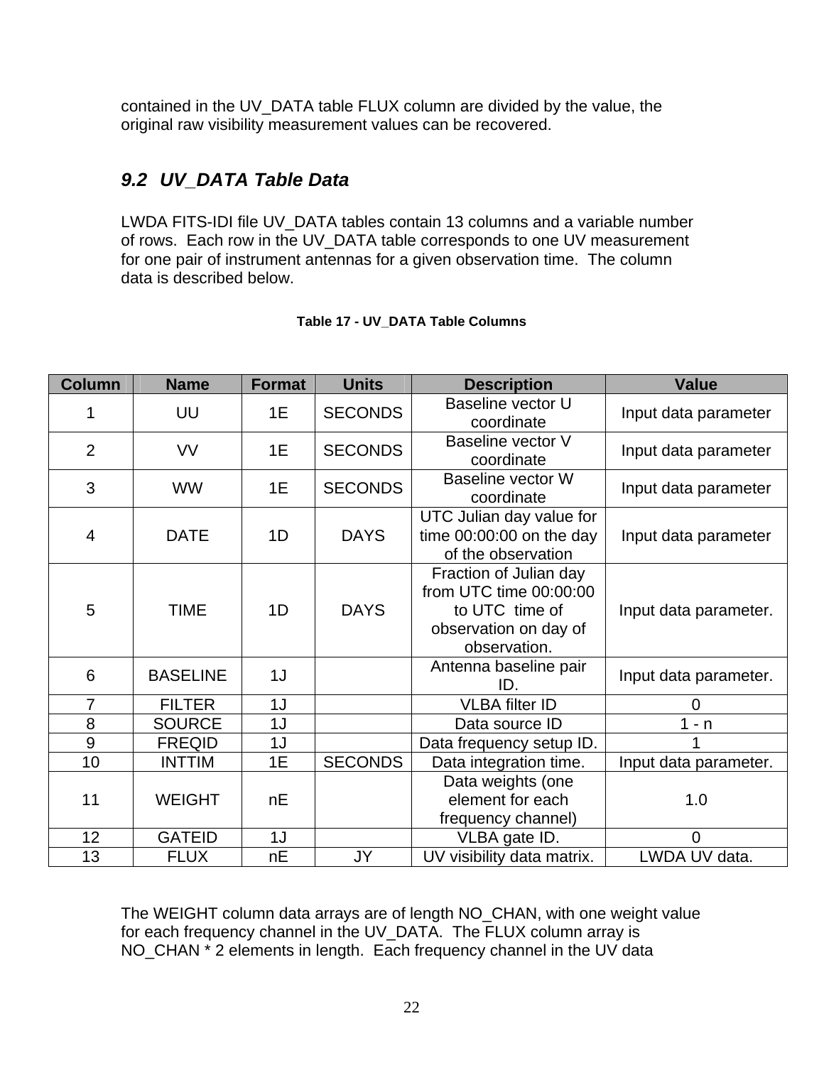contained in the UV_DATA table FLUX column are divided by the value, the original raw visibility measurement values can be recovered.

## *9.2 UV_DATA Table Data*

LWDA FITS-IDI file UV_DATA tables contain 13 columns and a variable number of rows. Each row in the UV_DATA table corresponds to one UV measurement for one pair of instrument antennas for a given observation time. The column data is described below.

**Table 17 - UV_DATA Table Columns**

| Column | Name | Format | Units | Description | Value |
|---|---|---|---|---|---|
| 1 | UU | 1E | SECONDS | Baseline vector U coordinate | Input data parameter |
| 2 | VV | 1E | SECONDS | Baseline vector V coordinate | Input data parameter |
| 3 | WW | 1E | SECONDS | Baseline vector W coordinate | Input data parameter |
| 4 | DATE | 1D | DAYS | UTC Julian day value for time 00:00:00 on the day of the observation | Input data parameter |
| 5 | TIME | 1D | DAYS | Fraction of Julian day from UTC time 00:00:00 to UTC time of observation on day of observation. | Input data parameter. |
| 6 | BASELINE | 1J | | Antenna baseline pair ID. | Input data parameter. |
| 7 | FILTER | 1J | | VLBA filter ID | 0 |
| 8 | SOURCE | 1J | | Data source ID | 1 - n |
| 9 | FREQID | 1J | | Data frequency setup ID. | 1 |
| 10 | INTTIM | 1E | SECONDS | Data integration time. | Input data parameter. |
| 11 | WEIGHT | nE | | Data weights (one element for each frequency channel) | 1.0 |
| 12 | GATEID | 1J | | VLBA gate ID. | 0 |
| 13 | FLUX | nE | JY | UV visibility data matrix. | LWDA UV data. |

The WEIGHT column data arrays are of length NO_CHAN, with one weight value for each frequency channel in the UV_DATA. The FLUX column array is NO_CHAN * 2 elements in length. Each frequency channel in the UV data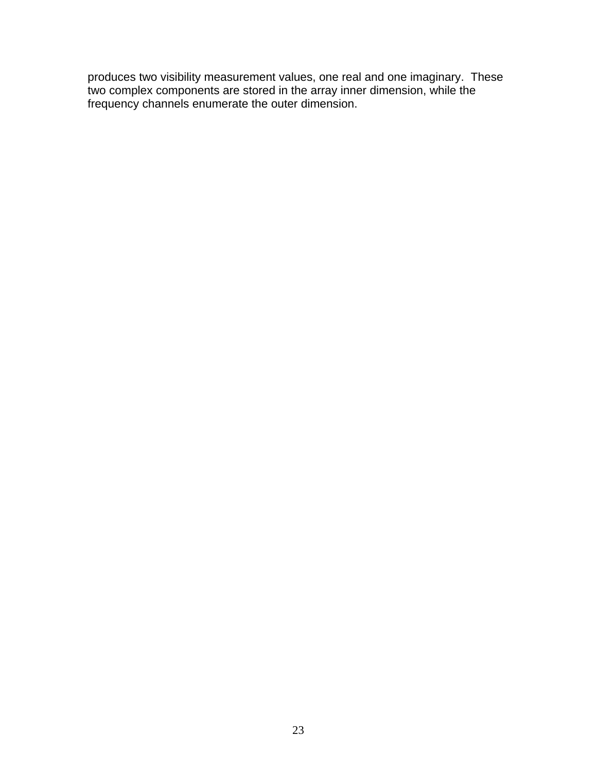produces two visibility measurement values, one real and one imaginary. These two complex components are stored in the array inner dimension, while the frequency channels enumerate the outer dimension.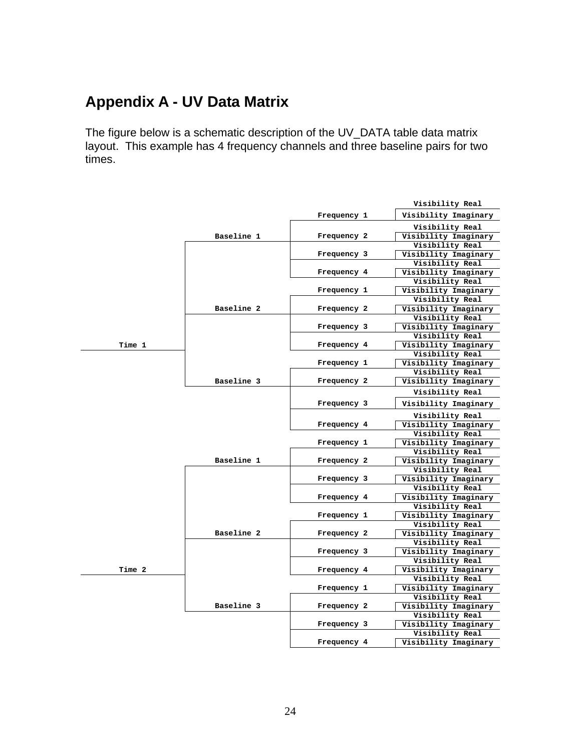## Appendix A - UV Data Matrix

The figure below is a schematic description of the UV_DATA table data matrix layout. This example has 4 frequency channels and three baseline pairs for two times.

Time 1

Baseline 1

Frequency 1
Visibility Real
Visibility Imaginary

Frequency 2
Visibility Real
Visibility Imaginary

Frequency 3
Visibility Real
Visibility Imaginary

Frequency 4
Visibility Real
Visibility Imaginary

Baseline 2

Frequency 1
Visibility Real
Visibility Imaginary

Frequency 2
Visibility Real
Visibility Imaginary

Frequency 3
Visibility Real
Visibility Imaginary

Frequency 4
Visibility Real
Visibility Imaginary

Baseline 3

Frequency 1
Visibility Real
Visibility Imaginary

Frequency 2
Visibility Real
Visibility Imaginary

Frequency 3
Visibility Real
Visibility Imaginary

Frequency 4
Visibility Real
Visibility Imaginary

Time 2

Baseline 1

Frequency 1
Visibility Real
Visibility Imaginary

Frequency 2
Visibility Real
Visibility Imaginary

Frequency 3
Visibility Real
Visibility Imaginary

Frequency 4
Visibility Real
Visibility Imaginary

Baseline 2

Frequency 1
Visibility Real
Visibility Imaginary

Frequency 2
Visibility Real
Visibility Imaginary

Frequency 3
Visibility Real
Visibility Imaginary

Frequency 4
Visibility Real
Visibility Imaginary

Baseline 3

Frequency 1
Visibility Real
Visibility Imaginary

Frequency 2
Visibility Real
Visibility Imaginary

Frequency 3
Visibility Real
Visibility Imaginary

Frequency 4
Visibility Real
Visibility Imaginary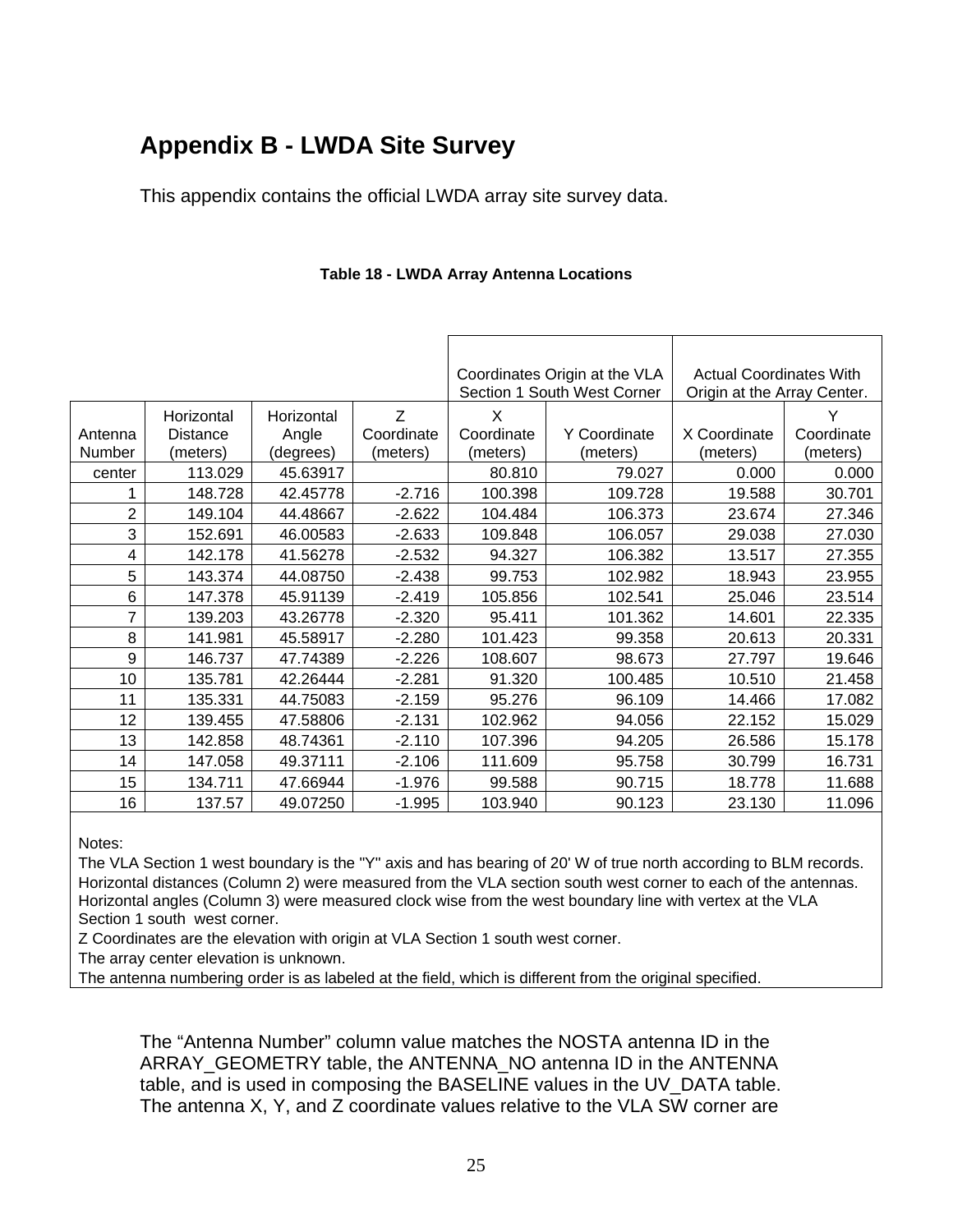# Appendix B - LWDA Site Survey

This appendix contains the official LWDA array site survey data.

**Table 18 - LWDA Array Antenna Locations**

| | | | | Coordinates Origin at the VLA Section 1 South West Corner | | Actual Coordinates With Origin at the Array Center. | |
|---|---|---|---|---|---|---|---|
| Antenna Number | Horizontal Distance (meters) | Horizontal Angle (degrees) | Z Coordinate (meters) | X Coordinate (meters) | Y Coordinate (meters) | X Coordinate (meters) | Y Coordinate (meters) |
| center | 113.029 | 45.63917 | | 80.810 | 79.027 | 0.000 | 0.000 |
| 1 | 148.728 | 42.45778 | -2.716 | 100.398 | 109.728 | 19.588 | 30.701 |
| 2 | 149.104 | 44.48667 | -2.622 | 104.484 | 106.373 | 23.674 | 27.346 |
| 3 | 152.691 | 46.00583 | -2.633 | 109.848 | 106.057 | 29.038 | 27.030 |
| 4 | 142.178 | 41.56278 | -2.532 | 94.327 | 106.382 | 13.517 | 27.355 |
| 5 | 143.374 | 44.08750 | -2.438 | 99.753 | 102.982 | 18.943 | 23.955 |
| 6 | 147.378 | 45.91139 | -2.419 | 105.856 | 102.541 | 25.046 | 23.514 |
| 7 | 139.203 | 43.26778 | -2.320 | 95.411 | 101.362 | 14.601 | 22.335 |
| 8 | 141.981 | 45.58917 | -2.280 | 101.423 | 99.358 | 20.613 | 20.331 |
| 9 | 146.737 | 47.74389 | -2.226 | 108.607 | 98.673 | 27.797 | 19.646 |
| 10 | 135.781 | 42.26444 | -2.281 | 91.320 | 100.485 | 10.510 | 21.458 |
| 11 | 135.331 | 44.75083 | -2.159 | 95.276 | 96.109 | 14.466 | 17.082 |
| 12 | 139.455 | 47.58806 | -2.131 | 102.962 | 94.056 | 22.152 | 15.029 |
| 13 | 142.858 | 48.74361 | -2.110 | 107.396 | 94.205 | 26.586 | 15.178 |
| 14 | 147.058 | 49.37111 | -2.106 | 111.609 | 95.758 | 30.799 | 16.731 |
| 15 | 134.711 | 47.66944 | -1.976 | 99.588 | 90.715 | 18.778 | 11.688 |
| 16 | 137.57 | 49.07250 | -1.995 | 103.940 | 90.123 | 23.130 | 11.096 |

Notes:
The VLA Section 1 west boundary is the "Y" axis and has bearing of 20' W of true north according to BLM records.
Horizontal distances (Column 2) were measured from the VLA section south west corner to each of the antennas.
Horizontal angles (Column 3) were measured clock wise from the west boundary line with vertex at the VLA Section 1 south west corner.
Z Coordinates are the elevation with origin at VLA Section 1 south west corner.
The array center elevation is unknown.
The antenna numbering order is as labeled at the field, which is different from the original specified.

The “Antenna Number” column value matches the NOSTA antenna ID in the ARRAY_GEOMETRY table, the ANTENNA_NO antenna ID in the ANTENNA table, and is used in composing the BASELINE values in the UV_DATA table. The antenna X, Y, and Z coordinate values relative to the VLA SW corner are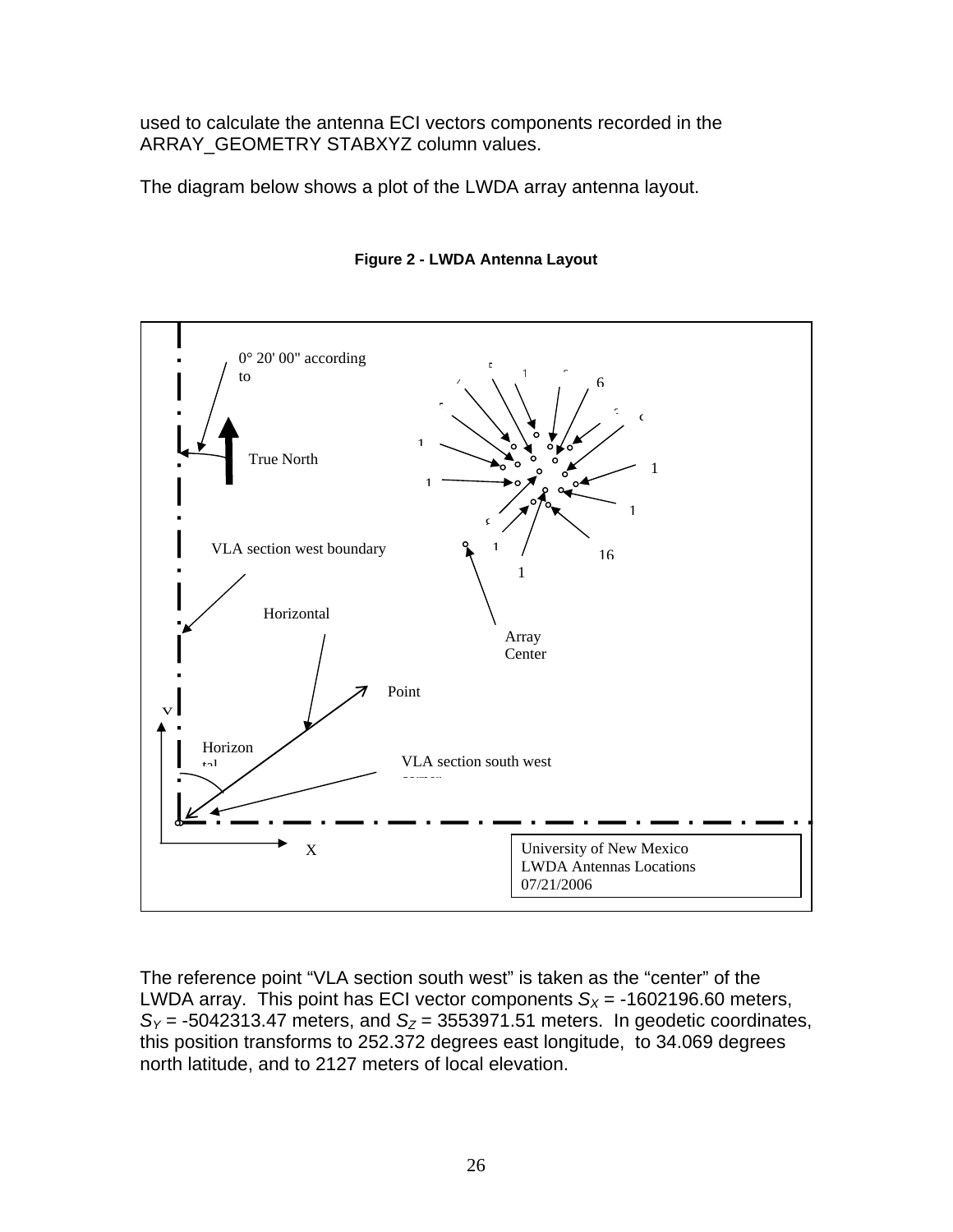used to calculate the antenna ECI vectors components recorded in the ARRAY_GEOMETRY STABXYZ column values.

The diagram below shows a plot of the LWDA array antenna layout.

**Figure 2 - LWDA Antenna Layout**

0° 20' 00" according to

True North

VLA section west boundary

Horizontal

Array Center

Point

Y

Horizon tal

VLA section south west

X

University of New Mexico
LWDA Antennas Locations
07/21/2006

The reference point "VLA section south west" is taken as the "center" of the LWDA array. This point has ECI vector components $S_X$ = -1602196.60 meters, $S_Y$ = -5042313.47 meters, and $S_Z$ = 3553971.51 meters. In geodetic coordinates, this position transforms to 252.372 degrees east longitude, to 34.069 degrees north latitude, and to 2127 meters of local elevation.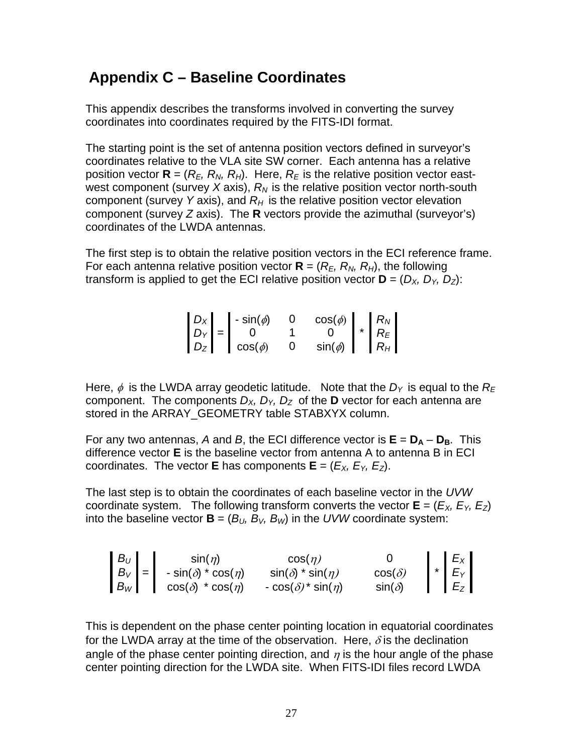## Appendix C – Baseline Coordinates

This appendix describes the transforms involved in converting the survey coordinates into coordinates required by the FITS-IDI format.

The starting point is the set of antenna position vectors defined in surveyor's coordinates relative to the VLA site SW corner. Each antenna has a relative position vector **R** = ($R_E$, $R_N$, $R_H$). Here, $R_E$ is the relative position vector east-west component (survey *X* axis), $R_N$ is the relative position vector north-south component (survey *Y* axis), and $R_H$ is the relative position vector elevation component (survey *Z* axis). The **R** vectors provide the azimuthal (surveyor's) coordinates of the LWDA antennas.

The first step is to obtain the relative position vectors in the ECI reference frame. For each antenna relative position vector **R** = ($R_E$, $R_N$, $R_H$), the following transform is applied to get the ECI relative position vector **D** = ($D_X$, $D_Y$, $D_Z$):

$$
\begin{vmatrix} D_X \\ D_Y \\ D_Z \end{vmatrix} = \begin{vmatrix} -\sin(\phi) & 0 & \cos(\phi) \\ 0 & 1 & 0 \\ \cos(\phi) & 0 & \sin(\phi) \end{vmatrix} * \begin{vmatrix} R_N \\ R_E \\ R_H \end{vmatrix}
$$

Here, $\phi$ is the LWDA array geodetic latitude. Note that the $D_Y$ is equal to the $R_E$ component. The components $D_X$, $D_Y$, $D_Z$ of the **D** vector for each antenna are stored in the ARRAY_GEOMETRY table STABXYX column.

For any two antennas, *A* and *B*, the ECI difference vector is **E** = $\mathbf{D_A} - \mathbf{D_B}$. This difference vector **E** is the baseline vector from antenna A to antenna B in ECI coordinates. The vector **E** has components **E** = ($E_X$, $E_Y$, $E_Z$).

The last step is to obtain the coordinates of each baseline vector in the *UVW* coordinate system. The following transform converts the vector **E** = ($E_X$, $E_Y$, $E_Z$) into the baseline vector **B** = ($B_U$, $B_V$, $B_W$) in the *UVW* coordinate system:

$$
\begin{vmatrix} B_U \\ B_V \\ B_W \end{vmatrix} = \begin{vmatrix} \sin(\eta) & \cos(\eta) & 0 \\ -\sin(\delta) * \cos(\eta) & \sin(\delta) * \sin(\eta) & \cos(\delta) \\ \cos(\delta) * \cos(\eta) & -\cos(\delta) * \sin(\eta) & \sin(\delta) \end{vmatrix} * \begin{vmatrix} E_X \\ E_Y \\ E_Z \end{vmatrix}
$$

This is dependent on the phase center pointing location in equatorial coordinates for the LWDA array at the time of the observation. Here, $\delta$ is the declination angle of the phase center pointing direction, and $\eta$ is the hour angle of the phase center pointing direction for the LWDA site. When FITS-IDI files record LWDA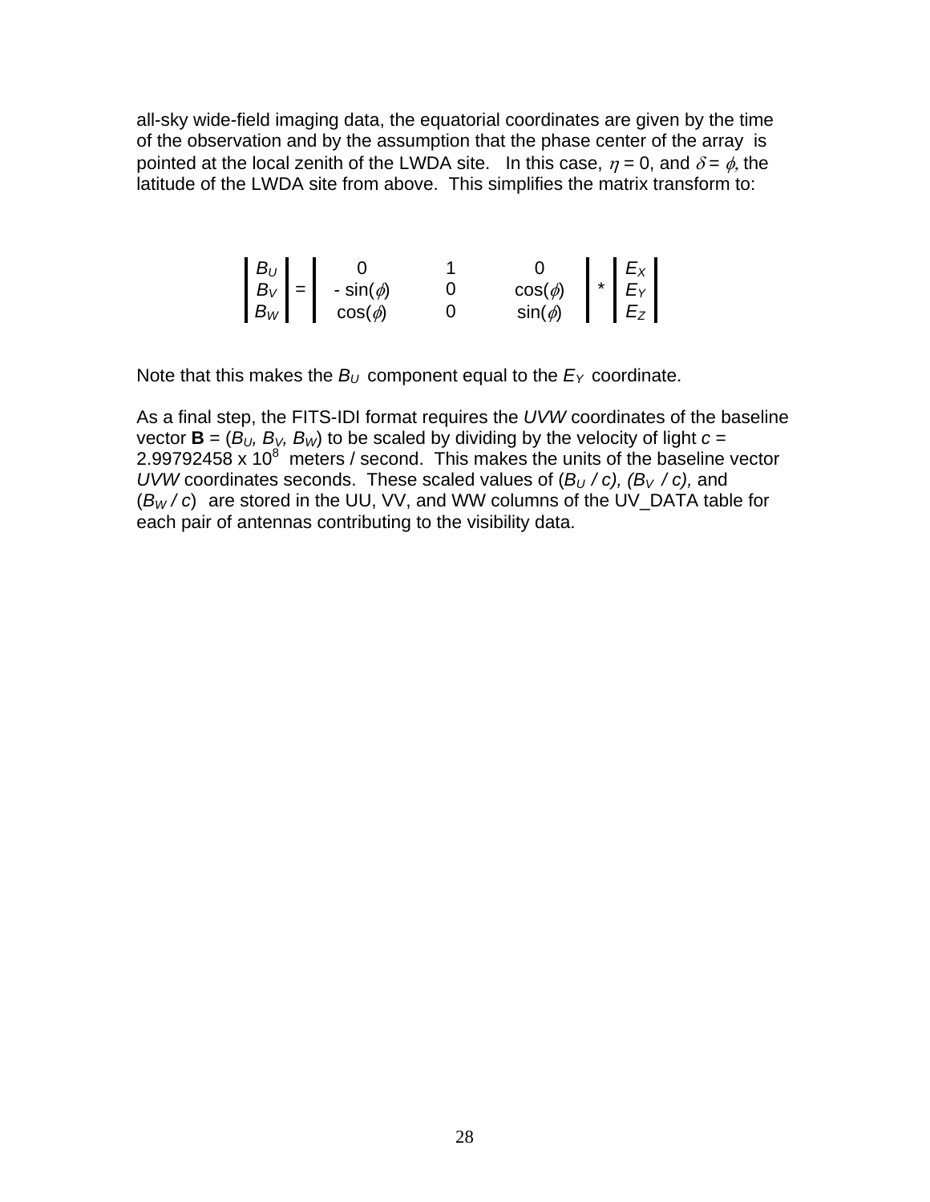all-sky wide-field imaging data, the equatorial coordinates are given by the time of the observation and by the assumption that the phase center of the array is pointed at the local zenith of the LWDA site. In this case, $\eta = 0$, and $\delta = \phi$, the latitude of the LWDA site from above. This simplifies the matrix transform to:

$$\begin{vmatrix} B_U \\ B_V \\ B_W \end{vmatrix} = \begin{vmatrix} 0 & 1 & 0 \\ -\sin(\phi) & 0 & \cos(\phi) \\ \cos(\phi) & 0 & \sin(\phi) \end{vmatrix} * \begin{vmatrix} E_X \\ E_Y \\ E_Z \end{vmatrix}$$

Note that this makes the $B_U$ component equal to the $E_Y$ coordinate.

As a final step, the FITS-IDI format requires the *UVW* coordinates of the baseline vector **B** = ($B_U$, $B_V$, $B_W$) to be scaled by dividing by the velocity of light $c$ = 2.99792458 x $10^8$ meters / second. This makes the units of the baseline vector *UVW* coordinates seconds. These scaled values of ($B_U / c$), ($B_V / c$), and ($B_W / c$) are stored in the UU, VV, and WW columns of the UV_DATA table for each pair of antennas contributing to the visibility data.